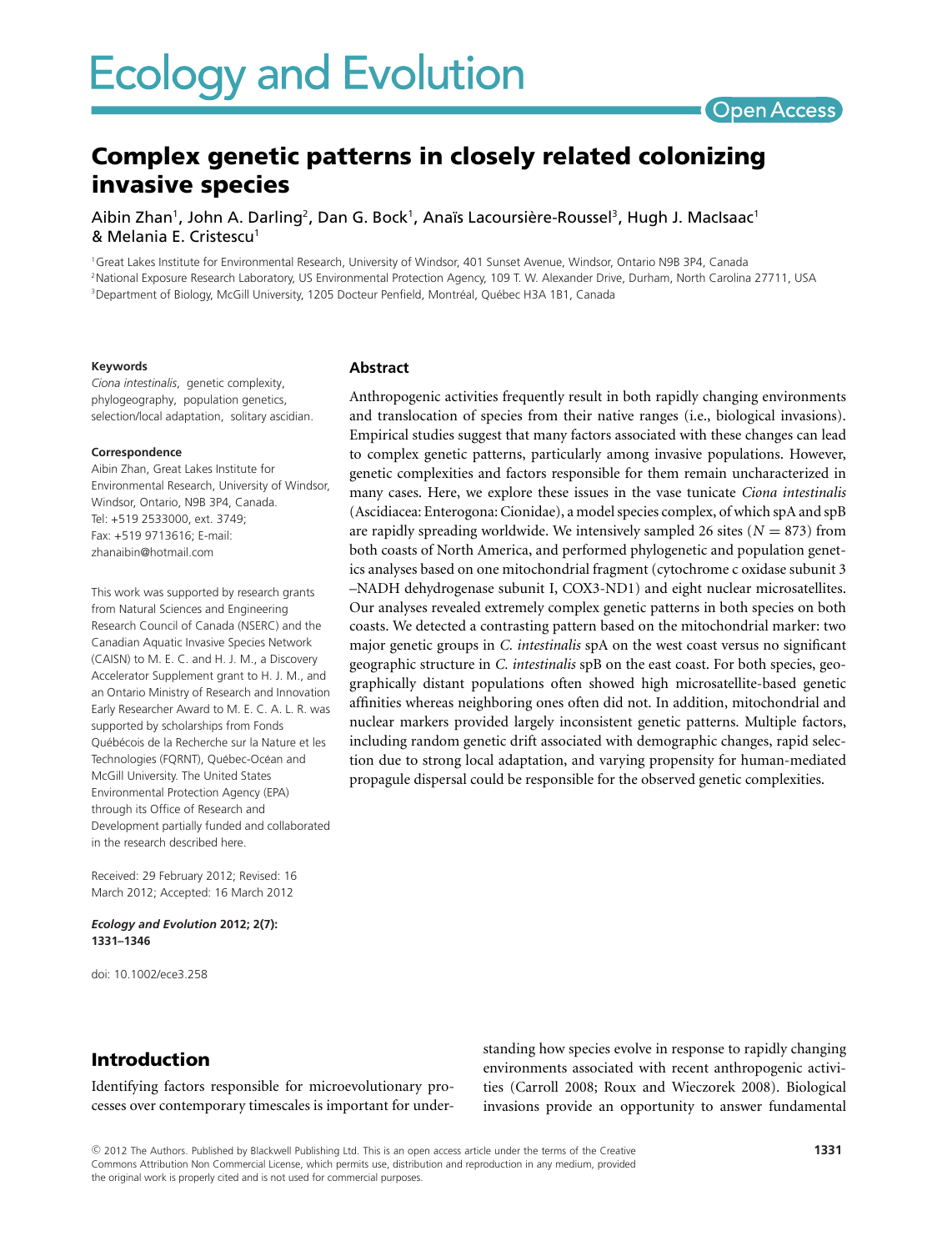# Complex genetic patterns in closely related colonizing invasive species

Aibin Zhan[1], John A. Darling[2], Dan G. Bock[1], Anaïs Lacoursière-Roussel[3], Hugh J. MacIsaac[1] & Melania E. Cristescu[1]

[1]Great Lakes Institute for Environmental Research, University of Windsor, 401 Sunset Avenue, Windsor, Ontario N9B 3P4, Canada
[2]National Exposure Research Laboratory, US Environmental Protection Agency, 109 T. W. Alexander Drive, Durham, North Carolina 27711, USA
[3]Department of Biology, McGill University, 1205 Docteur Penfield, Montréal, Québec H3A 1B1, Canada

#### Keywords

*Ciona intestinalis*, genetic complexity, phylogeography, population genetics, selection/local adaptation, solitary ascidian.

#### Correspondence

Aibin Zhan, Great Lakes Institute for Environmental Research, University of Windsor, Windsor, Ontario, N9B 3P4, Canada.
Tel: +519 2533000, ext. 3749;
Fax: +519 9713616; E-mail: zhanaibin@hotmail.com

This work was supported by research grants from Natural Sciences and Engineering Research Council of Canada (NSERC) and the Canadian Aquatic Invasive Species Network (CAISN) to M. E. C. and H. J. M., a Discovery Accelerator Supplement grant to H. J. M., and an Ontario Ministry of Research and Innovation Early Researcher Award to M. E. C. A. L. R. was supported by scholarships from Fonds Québécois de la Recherche sur la Nature et les Technologies (FQRNT), Québec-Océan and McGill University. The United States Environmental Protection Agency (EPA) through its Office of Research and Development partially funded and collaborated in the research described here.

Received: 29 February 2012; Revised: 16 March 2012; Accepted: 16 March 2012

***Ecology and Evolution* 2012; 2(7): 1331–1346**

doi: 10.1002/ece3.258

## Abstract

Anthropogenic activities frequently result in both rapidly changing environments and translocation of species from their native ranges (i.e., biological invasions). Empirical studies suggest that many factors associated with these changes can lead to complex genetic patterns, particularly among invasive populations. However, genetic complexities and factors responsible for them remain uncharacterized in many cases. Here, we explore these issues in the vase tunicate *Ciona intestinalis* (Ascidiacea: Enterogona: Cionidae), a model species complex, of which spA and spB are rapidly spreading worldwide. We intensively sampled 26 sites ($N = 873$) from both coasts of North America, and performed phylogenetic and population genetics analyses based on one mitochondrial fragment (cytochrome c oxidase subunit 3 –NADH dehydrogenase subunit I, COX3-ND1) and eight nuclear microsatellites. Our analyses revealed extremely complex genetic patterns in both species on both coasts. We detected a contrasting pattern based on the mitochondrial marker: two major genetic groups in *C. intestinalis* spA on the west coast versus no significant geographic structure in *C. intestinalis* spB on the east coast. For both species, geographically distant populations often showed high microsatellite-based genetic affinities whereas neighboring ones often did not. In addition, mitochondrial and nuclear markers provided largely inconsistent genetic patterns. Multiple factors, including random genetic drift associated with demographic changes, rapid selection due to strong local adaptation, and varying propensity for human-mediated propagule dispersal could be responsible for the observed genetic complexities.

## Introduction

Identifying factors responsible for microevolutionary processes over contemporary timescales is important for understanding how species evolve in response to rapidly changing environments associated with recent anthropogenic activities (Carroll 2008; Roux and Wieczorek 2008). Biological invasions provide an opportunity to answer fundamental

© 2012 The Authors. Published by Blackwell Publishing Ltd. This is an open access article under the terms of the Creative Commons Attribution Non Commercial License, which permits use, distribution and reproduction in any medium, provided the original work is properly cited and is not used for commercial purposes.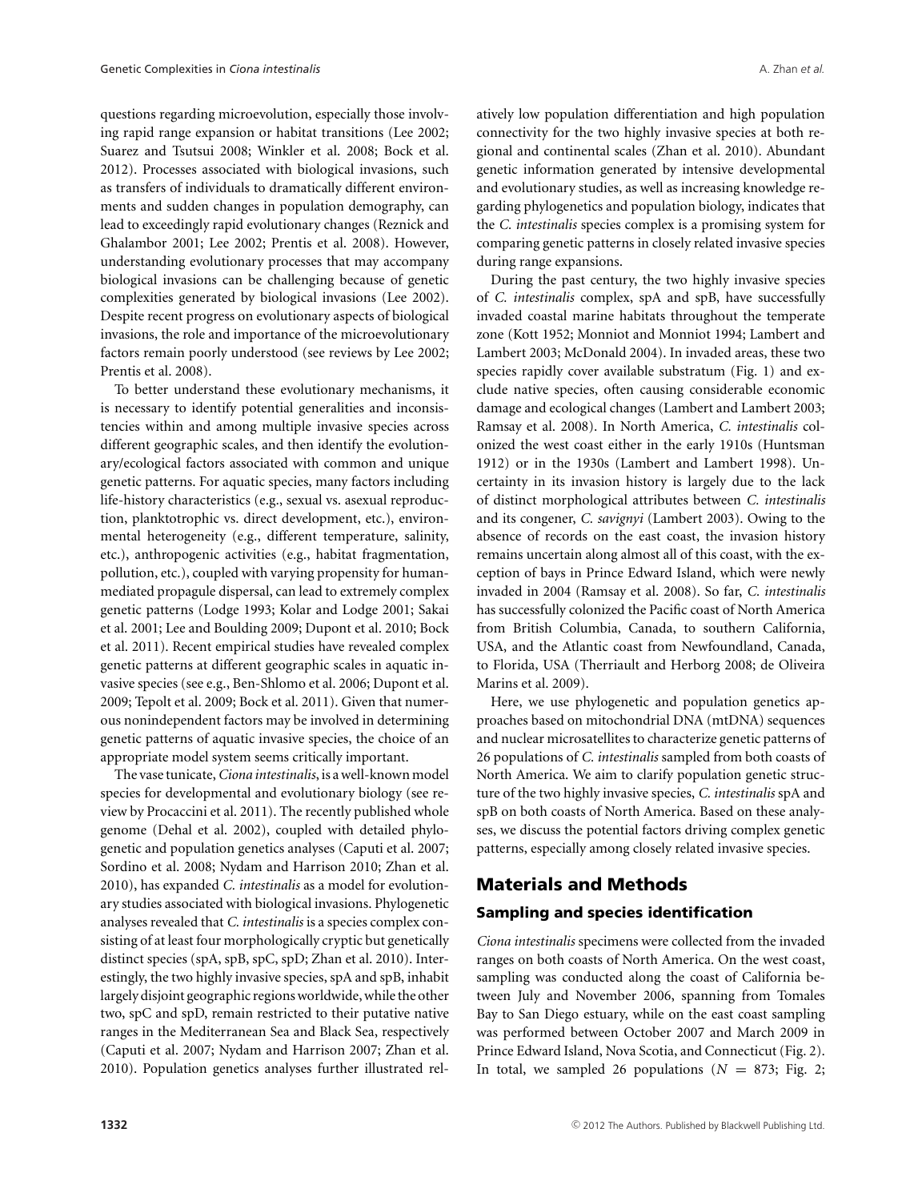questions regarding microevolution, especially those involving rapid range expansion or habitat transitions (Lee 2002; Suarez and Tsutsui 2008; Winkler et al. 2008; Bock et al. 2012). Processes associated with biological invasions, such as transfers of individuals to dramatically different environments and sudden changes in population demography, can lead to exceedingly rapid evolutionary changes (Reznick and Ghalambor 2001; Lee 2002; Prentis et al. 2008). However, understanding evolutionary processes that may accompany biological invasions can be challenging because of genetic complexities generated by biological invasions (Lee 2002). Despite recent progress on evolutionary aspects of biological invasions, the role and importance of the microevolutionary factors remain poorly understood (see reviews by Lee 2002; Prentis et al. 2008).

To better understand these evolutionary mechanisms, it is necessary to identify potential generalities and inconsistencies within and among multiple invasive species across different geographic scales, and then identify the evolutionary/ecological factors associated with common and unique genetic patterns. For aquatic species, many factors including life-history characteristics (e.g., sexual vs. asexual reproduction, planktotrophic vs. direct development, etc.), environmental heterogeneity (e.g., different temperature, salinity, etc.), anthropogenic activities (e.g., habitat fragmentation, pollution, etc.), coupled with varying propensity for human-mediated propagule dispersal, can lead to extremely complex genetic patterns (Lodge 1993; Kolar and Lodge 2001; Sakai et al. 2001; Lee and Boulding 2009; Dupont et al. 2010; Bock et al. 2011). Recent empirical studies have revealed complex genetic patterns at different geographic scales in aquatic invasive species (see e.g., Ben-Shlomo et al. 2006; Dupont et al. 2009; Tepolt et al. 2009; Bock et al. 2011). Given that numerous nonindependent factors may be involved in determining genetic patterns of aquatic invasive species, the choice of an appropriate model system seems critically important.

The vase tunicate, *Ciona intestinalis*, is a well-known model species for developmental and evolutionary biology (see review by Procaccini et al. 2011). The recently published whole genome (Dehal et al. 2002), coupled with detailed phylogenetic and population genetics analyses (Caputi et al. 2007; Sordino et al. 2008; Nydam and Harrison 2010; Zhan et al. 2010), has expanded *C. intestinalis* as a model for evolutionary studies associated with biological invasions. Phylogenetic analyses revealed that *C. intestinalis* is a species complex consisting of at least four morphologically cryptic but genetically distinct species (spA, spB, spC, spD; Zhan et al. 2010). Interestingly, the two highly invasive species, spA and spB, inhabit largely disjoint geographic regions worldwide, while the other two, spC and spD, remain restricted to their putative native ranges in the Mediterranean Sea and Black Sea, respectively (Caputi et al. 2007; Nydam and Harrison 2007; Zhan et al. 2010). Population genetics analyses further illustrated relatively low population differentiation and high population connectivity for the two highly invasive species at both regional and continental scales (Zhan et al. 2010). Abundant genetic information generated by intensive developmental and evolutionary studies, as well as increasing knowledge regarding phylogenetics and population biology, indicates that the *C. intestinalis* species complex is a promising system for comparing genetic patterns in closely related invasive species during range expansions.

During the past century, the two highly invasive species of *C. intestinalis* complex, spA and spB, have successfully invaded coastal marine habitats throughout the temperate zone (Kott 1952; Monniot and Monniot 1994; Lambert and Lambert 2003; McDonald 2004). In invaded areas, these two species rapidly cover available substratum (Fig. 1) and exclude native species, often causing considerable economic damage and ecological changes (Lambert and Lambert 2003; Ramsay et al. 2008). In North America, *C. intestinalis* colonized the west coast either in the early 1910s (Huntsman 1912) or in the 1930s (Lambert and Lambert 1998). Uncertainty in its invasion history is largely due to the lack of distinct morphological attributes between *C. intestinalis* and its congener, *C. savignyi* (Lambert 2003). Owing to the absence of records on the east coast, the invasion history remains uncertain along almost all of this coast, with the exception of bays in Prince Edward Island, which were newly invaded in 2004 (Ramsay et al. 2008). So far, *C. intestinalis* has successfully colonized the Pacific coast of North America from British Columbia, Canada, to southern California, USA, and the Atlantic coast from Newfoundland, Canada, to Florida, USA (Therriault and Herborg 2008; de Oliveira Marins et al. 2009).

Here, we use phylogenetic and population genetics approaches based on mitochondrial DNA (mtDNA) sequences and nuclear microsatellites to characterize genetic patterns of 26 populations of *C. intestinalis* sampled from both coasts of North America. We aim to clarify population genetic structure of the two highly invasive species, *C. intestinalis* spA and spB on both coasts of North America. Based on these analyses, we discuss the potential factors driving complex genetic patterns, especially among closely related invasive species.

## Materials and Methods

### Sampling and species identification

*Ciona intestinalis* specimens were collected from the invaded ranges on both coasts of North America. On the west coast, sampling was conducted along the coast of California between July and November 2006, spanning from Tomales Bay to San Diego estuary, while on the east coast sampling was performed between October 2007 and March 2009 in Prince Edward Island, Nova Scotia, and Connecticut (Fig. 2). In total, we sampled 26 populations ($N$ = 873; Fig. 2;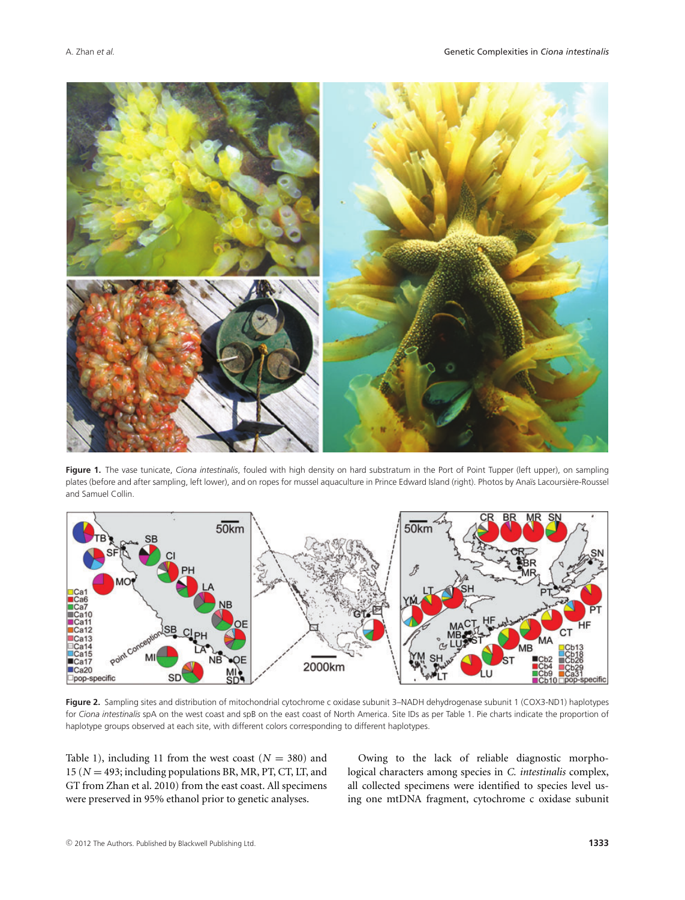**Figure 1.** The vase tunicate, *Ciona intestinalis*, fouled with high density on hard substratum in the Port of Point Tupper (left upper), on sampling plates (before and after sampling, left lower), and on ropes for mussel aquaculture in Prince Edward Island (right). Photos by Anaïs Lacoursière-Roussel and Samuel Collin.

**Figure 2.** Sampling sites and distribution of mitochondrial cytochrome c oxidase subunit 3–NADH dehydrogenase subunit 1 (COX3-ND1) haplotypes for *Ciona intestinalis* spA on the west coast and spB on the east coast of North America. Site IDs as per Table 1. Pie charts indicate the proportion of haplotype groups observed at each site, with different colors corresponding to different haplotypes.

Table 1), including 11 from the west coast ($N = 380$) and 15 ($N = 493$; including populations BR, MR, PT, CT, LT, and GT from Zhan et al. 2010) from the east coast. All specimens were preserved in 95% ethanol prior to genetic analyses.

Owing to the lack of reliable diagnostic morphological characters among species in *C. intestinalis* complex, all collected specimens were identified to species level using one mtDNA fragment, cytochrome c oxidase subunit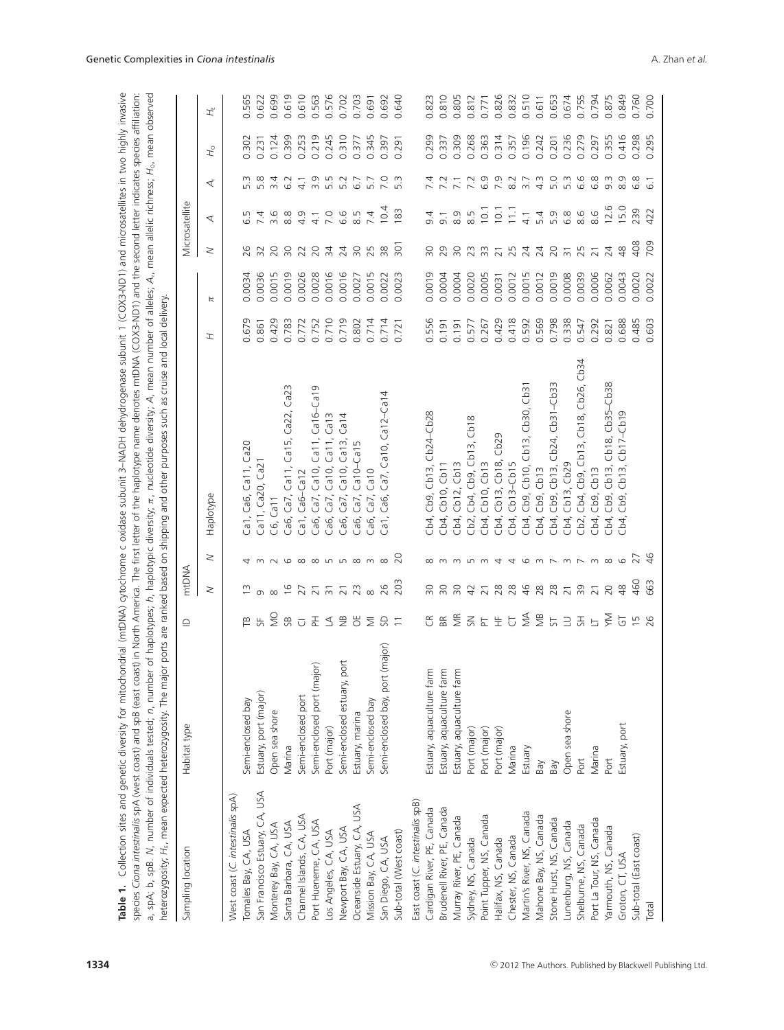**Table 1.** Collection sites and genetic diversity for mitochondrial (mtDNA) cytochrome c oxidase subunit 3–NADH dehydrogenase subunit 1 (COX3-ND1) and microsatellites in two highly invasive species *Ciona intestinalis* spA (west coast) and spB (east coast) in North America. The first letter of the haplotype name denotes mtDNA (COX3-ND1) and the second letter indicates species affiliation: a, spA; b, spB. *N*, number of individuals tested; *n*, number of haplotypes; *h*, haplotypic diversity; *π*, nucleotide diversity; *A*, mean number of alleles; $A_r$, mean allelic richness; $H_O$, mean observed heterozygosity; $H_E$, mean expected heterozygosity. The major ports are ranked based on shipping and other purposes such as cruise and local delivery.

| Sampling location | Habitat type | ID | mtDNA | | | | | Microsatellite | | | | |
|---|---|---|---|---|---|---|---|---|---|---|---|---|
| | | | *N* | *n* | Haplotype | *H* | *π* | *N* | *A* | $A_r$ | $H_O$ | $H_E$ |
| West coast (*C. intestinalis* spA) | | | | | | | | | | | | |
| Tomales Bay, CA, USA | Semi-enclosed bay | TB | 13 | 4 | Ca1, Ca6, Ca11, Ca20 | 0.679 | 0.0034 | 26 | 6.5 | 5.3 | 0.302 | 0.565 |
| San Francisco Estuary, CA, USA | Estuary, port (major) | SF | 9 | 3 | Ca11, Ca20, Ca21 | 0.861 | 0.0036 | 32 | 7.4 | 5.8 | 0.231 | 0.622 |
| Monterey Bay, CA, USA | Open sea shore | MO | 8 | 2 | C6, Ca11 | 0.429 | 0.0015 | 20 | 3.6 | 3.4 | 0.124 | 0.699 |
| Santa Barbara, CA, USA | Marina | SB | 16 | 6 | Ca6, Ca7, Ca11, Ca15, Ca22, Ca23 | 0.783 | 0.0019 | 30 | 8.8 | 6.2 | 0.399 | 0.619 |
| Channel Islands, CA, USA | Semi-enclosed port | CI | 27 | 8 | Ca1, Ca6–Ca12 | 0.772 | 0.0026 | 22 | 4.9 | 4.1 | 0.253 | 0.610 |
| Port Hueneme, CA, USA | Semi-enclosed port (major) | PH | 21 | 8 | Ca6, Ca7, Ca10, Ca11, Ca16–Ca19 | 0.752 | 0.0028 | 20 | 4.1 | 3.9 | 0.219 | 0.563 |
| Los Angeles, CA, USA | Port (major) | LA | 31 | 5 | Ca6, Ca7, Ca10, Ca11, Ca13 | 0.710 | 0.0016 | 34 | 7.0 | 5.5 | 0.245 | 0.576 |
| Newport Bay, CA, USA | Semi-enclosed estuary, port | NB | 21 | 5 | Ca6, Ca7, Ca10, Ca13, Ca14 | 0.719 | 0.0016 | 24 | 6.6 | 5.2 | 0.310 | 0.702 |
| Oceanside Estuary, CA, USA | Estuary, marina | OE | 23 | 8 | Ca6, Ca7, Ca10–Ca15 | 0.802 | 0.0027 | 30 | 8.5 | 6.7 | 0.377 | 0.703 |
| Mission Bay, CA, USA | Semi-enclosed bay | MI | 8 | 3 | Ca6, Ca7, Ca10 | 0.714 | 0.0015 | 25 | 7.4 | 5.7 | 0.345 | 0.691 |
| San Diego, CA, USA | Semi-enclosed bay, port (major) | SD | 26 | 8 | Ca1, Ca6, Ca7, Ca10, Ca12–Ca14 | 0.714 | 0.0022 | 38 | 10.4 | 7.0 | 0.397 | 0.692 |
| Sub-total (West coast) | | 11 | 203 | 20 | | 0.721 | 0.0023 | 301 | 183 | 5.3 | 0.291 | 0.640 |
| East coast (*C. intestinalis* spB) | | | | | | | | | | | | |
| Cardigan River, PE, Canada | Estuary, aquaculture farm | CR | 30 | 8 | Cb4, Cb9, Cb13, Cb24–Cb28 | 0.556 | 0.0019 | 30 | 9.4 | 7.4 | 0.299 | 0.823 |
| Brudenell River, PE, Canada | Estuary, aquaculture farm | BR | 30 | 3 | Cb4, Cb10, Cb11 | 0.191 | 0.0004 | 29 | 9.1 | 7.2 | 0.337 | 0.810 |
| Murray River, PE, Canada | Estuary, aquaculture farm | MR | 30 | 3 | Cb4, Cb12, Cb13 | 0.191 | 0.0004 | 30 | 8.9 | 7.1 | 0.309 | 0.805 |
| Sydney, NS, Canada | Port (major) | SN | 42 | 5 | Cb2, Cb4, Cb9, Cb13, Cb18 | 0.577 | 0.0020 | 23 | 8.5 | 7.2 | 0.268 | 0.812 |
| Point Tupper, NS, Canada | Port (major) | PT | 21 | 3 | Cb4, Cb10, Cb13 | 0.267 | 0.0005 | 33 | 10.1 | 6.9 | 0.363 | 0.771 |
| Halifax, NS, Canada | Port (major) | HF | 28 | 4 | Cb4, Cb13, Cb18, Cb29 | 0.429 | 0.0031 | 21 | 10.1 | 7.9 | 0.314 | 0.826 |
| Chester, NS, Canada | Marina | CT | 28 | 4 | Cb4, Cb13–Cb15 | 0.418 | 0.0012 | 25 | 11.1 | 8.2 | 0.357 | 0.832 |
| Martin's River, NS, Canada | Estuary | MA | 46 | 6 | Cb4, Cb9, Cb10, Cb13, Cb30, Cb31 | 0.592 | 0.0015 | 24 | 4.1 | 3.7 | 0.196 | 0.510 |
| Mahone Bay, NS, Canada | Bay | MB | 28 | 3 | Cb4, Cb9, Cb13 | 0.569 | 0.0012 | 24 | 5.4 | 4.3 | 0.242 | 0.611 |
| Stone Hurst, NS, Canada | Bay | ST | 28 | 7 | Cb4, Cb9, Cb13, Cb24, Cb31–Cb33 | 0.798 | 0.0019 | 20 | 5.9 | 5.0 | 0.201 | 0.653 |
| Lunenburg, NS, Canada | Open sea shore | LU | 21 | 3 | Cb4, Cb13, Cb29 | 0.338 | 0.0008 | 31 | 6.8 | 5.3 | 0.236 | 0.674 |
| Shelburne, NS, Canada | Port | SH | 39 | 7 | Cb2, Cb4, Cb9, Cb13, Cb18, Cb26, Cb34 | 0.547 | 0.0039 | 25 | 8.6 | 6.6 | 0.279 | 0.755 |
| Port La Tour, NS, Canada | Marina | LT | 21 | 3 | Cb4, Cb9, Cb13 | 0.292 | 0.0006 | 21 | 8.6 | 6.8 | 0.297 | 0.794 |
| Yarmouth, NS, Canada | Port | YM | 20 | 8 | Cb4, Cb9, Cb13, Cb18, Cb35–Cb38 | 0.821 | 0.0062 | 24 | 12.6 | 9.3 | 0.355 | 0.875 |
| Groton, CT, USA | Estuary, port | GT | 48 | 6 | Cb4, Cb9, Cb13, Cb17–Cb19 | 0.688 | 0.0043 | 48 | 15.0 | 8.9 | 0.416 | 0.849 |
| Sub-total (East coast) | | 15 | 460 | 27 | | 0.485 | 0.0020 | 408 | 239 | 6.8 | 0.298 | 0.760 |
| Total | | 26 | 663 | 46 | | 0.603 | 0.0022 | 709 | 422 | 6.1 | 0.295 | 0.700 |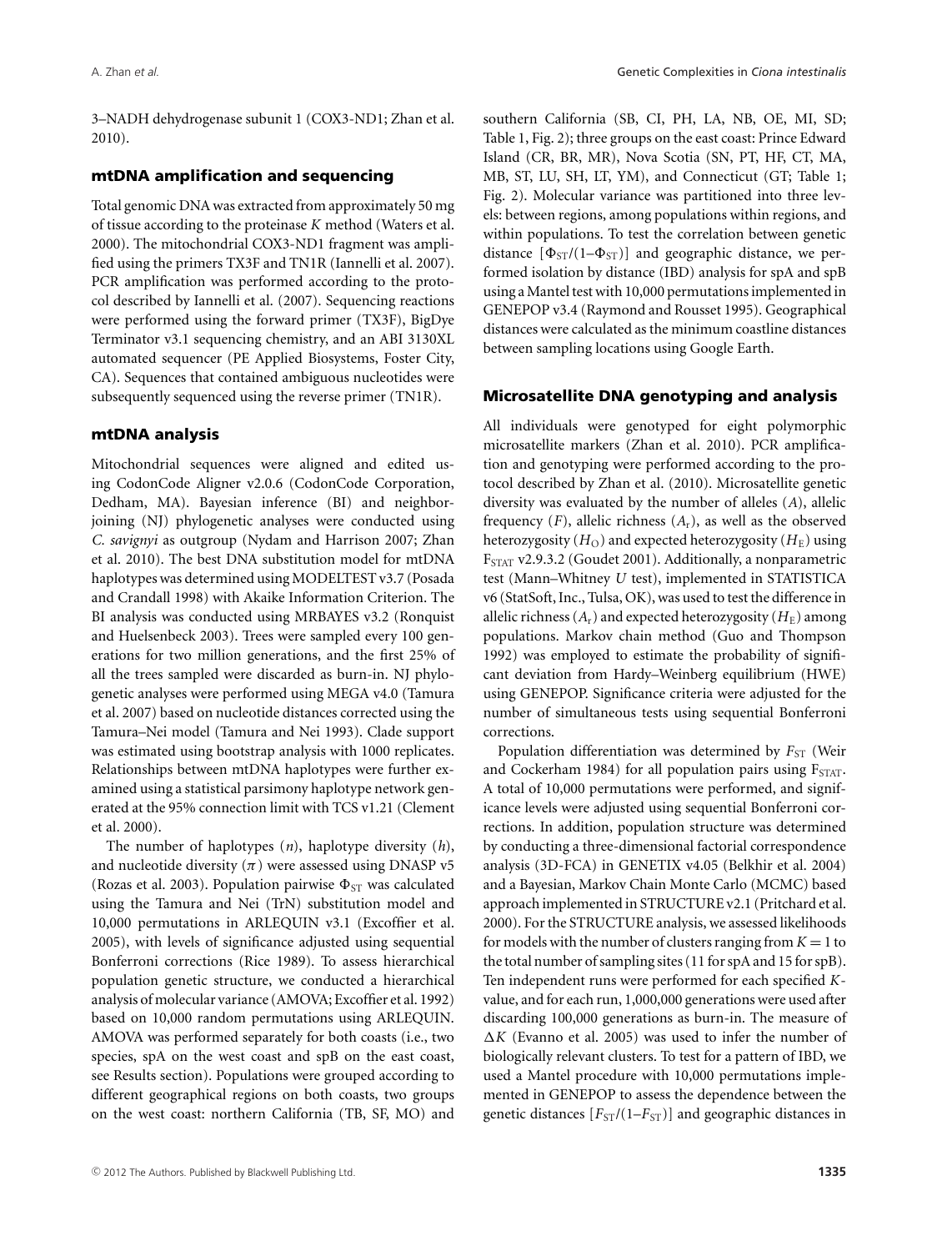3–NADH dehydrogenase subunit 1 (COX3-ND1; Zhan et al. 2010).

### mtDNA amplification and sequencing

Total genomic DNA was extracted from approximately 50 mg of tissue according to the proteinase *K* method (Waters et al. 2000). The mitochondrial COX3-ND1 fragment was amplified using the primers TX3F and TN1R (Iannelli et al. 2007). PCR amplification was performed according to the protocol described by Iannelli et al. (2007). Sequencing reactions were performed using the forward primer (TX3F), BigDye Terminator v3.1 sequencing chemistry, and an ABI 3130XL automated sequencer (PE Applied Biosystems, Foster City, CA). Sequences that contained ambiguous nucleotides were subsequently sequenced using the reverse primer (TN1R).

### mtDNA analysis

Mitochondrial sequences were aligned and edited using CodonCode Aligner v2.0.6 (CodonCode Corporation, Dedham, MA). Bayesian inference (BI) and neighbor-joining (NJ) phylogenetic analyses were conducted using *C. savignyi* as outgroup (Nydam and Harrison 2007; Zhan et al. 2010). The best DNA substitution model for mtDNA haplotypes was determined using MODELTEST v3.7 (Posada and Crandall 1998) with Akaike Information Criterion. The BI analysis was conducted using MRBAYES v3.2 (Ronquist and Huelsenbeck 2003). Trees were sampled every 100 generations for two million generations, and the first 25% of all the trees sampled were discarded as burn-in. NJ phylogenetic analyses were performed using MEGA v4.0 (Tamura et al. 2007) based on nucleotide distances corrected using the Tamura–Nei model (Tamura and Nei 1993). Clade support was estimated using bootstrap analysis with 1000 replicates. Relationships between mtDNA haplotypes were further examined using a statistical parsimony haplotype network generated at the 95% connection limit with TCS v1.21 (Clement et al. 2000).

The number of haplotypes ($n$), haplotype diversity ($h$), and nucleotide diversity ($\pi$) were assessed using DNASP v5 (Rozas et al. 2003). Population pairwise $\Phi_{ST}$ was calculated using the Tamura and Nei (TrN) substitution model and 10,000 permutations in ARLEQUIN v3.1 (Excoffier et al. 2005), with levels of significance adjusted using sequential Bonferroni corrections (Rice 1989). To assess hierarchical population genetic structure, we conducted a hierarchical analysis of molecular variance (AMOVA; Excoffier et al. 1992) based on 10,000 random permutations using ARLEQUIN. AMOVA was performed separately for both coasts (i.e., two species, spA on the west coast and spB on the east coast, see Results section). Populations were grouped according to different geographical regions on both coasts, two groups on the west coast: northern California (TB, SF, MO) and southern California (SB, CI, PH, LA, NB, OE, MI, SD; Table 1, Fig. 2); three groups on the east coast: Prince Edward Island (CR, BR, MR), Nova Scotia (SN, PT, HF, CT, MA, MB, ST, LU, SH, LT, YM), and Connecticut (GT; Table 1; Fig. 2). Molecular variance was partitioned into three levels: between regions, among populations within regions, and within populations. To test the correlation between genetic distance [$\Phi_{ST}/(1–\Phi_{ST})$] and geographic distance, we performed isolation by distance (IBD) analysis for spA and spB using a Mantel test with 10,000 permutations implemented in GENEPOP v3.4 (Raymond and Rousset 1995). Geographical distances were calculated as the minimum coastline distances between sampling locations using Google Earth.

### Microsatellite DNA genotyping and analysis

All individuals were genotyped for eight polymorphic microsatellite markers (Zhan et al. 2010). PCR amplification and genotyping were performed according to the protocol described by Zhan et al. (2010). Microsatellite genetic diversity was evaluated by the number of alleles ($A$), allelic frequency ($F$), allelic richness ($A_r$), as well as the observed heterozygosity ($H_O$) and expected heterozygosity ($H_E$) using $F_{STAT}$ v2.9.3.2 (Goudet 2001). Additionally, a nonparametric test (Mann–Whitney $U$ test), implemented in STATISTICA v6 (StatSoft, Inc., Tulsa, OK), was used to test the difference in allelic richness ($A_r$) and expected heterozygosity ($H_E$) among populations. Markov chain method (Guo and Thompson 1992) was employed to estimate the probability of significant deviation from Hardy–Weinberg equilibrium (HWE) using GENEPOP. Significance criteria were adjusted for the number of simultaneous tests using sequential Bonferroni corrections.

Population differentiation was determined by $F_{ST}$ (Weir and Cockerham 1984) for all population pairs using $F_{STAT}$. A total of 10,000 permutations were performed, and significance levels were adjusted using sequential Bonferroni corrections. In addition, population structure was determined by conducting a three-dimensional factorial correspondence analysis (3D-FCA) in GENETIX v4.05 (Belkhir et al. 2004) and a Bayesian, Markov Chain Monte Carlo (MCMC) based approach implemented in STRUCTURE v2.1 (Pritchard et al. 2000). For the STRUCTURE analysis, we assessed likelihoods for models with the number of clusters ranging from $K = 1$ to the total number of sampling sites (11 for spA and 15 for spB). Ten independent runs were performed for each specified $K$-value, and for each run, 1,000,000 generations were used after discarding 100,000 generations as burn-in. The measure of $\Delta K$ (Evanno et al. 2005) was used to infer the number of biologically relevant clusters. To test for a pattern of IBD, we used a Mantel procedure with 10,000 permutations implemented in GENEPOP to assess the dependence between the genetic distances [$F_{ST}/(1–F_{ST})$] and geographic distances in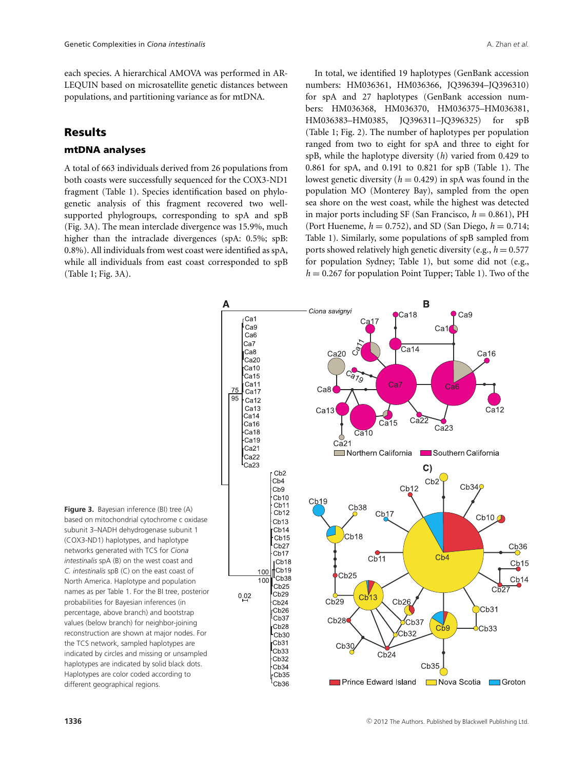each species. A hierarchical AMOVA was performed in ARLEQUIN based on microsatellite genetic distances between populations, and partitioning variance as for mtDNA.

## Results

### mtDNA analyses

A total of 663 individuals derived from 26 populations from both coasts were successfully sequenced for the COX3-ND1 fragment (Table 1). Species identification based on phylogenetic analysis of this fragment recovered two well-supported phylogroups, corresponding to spA and spB (Fig. 3A). The mean interclade divergence was 15.9%, much higher than the intraclade divergences (spA: 0.5%; spB: 0.8%). All individuals from west coast were identified as spA, while all individuals from east coast corresponded to spB (Table 1; Fig. 3A).

In total, we identified 19 haplotypes (GenBank accession numbers: HM036361, HM036366, JQ396394–JQ396310) for spA and 27 haplotypes (GenBank accession numbers: HM036368, HM036370, HM036375–HM036381, HM036383–HM0385, JQ396311–JQ396325) for spB (Table 1; Fig. 2). The number of haplotypes per population ranged from two to eight for spA and three to eight for spB, while the haplotype diversity ($h$) varied from 0.429 to 0.861 for spA, and 0.191 to 0.821 for spB (Table 1). The lowest genetic diversity ($h = 0.429$) in spA was found in the population MO (Monterey Bay), sampled from the open sea shore on the west coast, while the highest was detected in major ports including SF (San Francisco, $h = 0.861$), PH (Port Hueneme, $h = 0.752$), and SD (San Diego, $h = 0.714$; Table 1). Similarly, some populations of spB sampled from ports showed relatively high genetic diversity (e.g., $h = 0.577$ for population Sydney; Table 1), but some did not (e.g., $h = 0.267$ for population Point Tupper; Table 1). Two of the

**Figure 3.** Bayesian inference (BI) tree (A) based on mitochondrial cytochrome c oxidase subunit 3–NADH dehydrogenase subunit 1 (COX3-ND1) haplotypes, and haplotype networks generated with TCS for *Ciona intestinalis* spA (B) on the west coast and *C. intestinalis* spB (C) on the east coast of North America. Haplotype and population names as per Table 1. For the BI tree, posterior probabilities for Bayesian inferences (in percentage, above branch) and bootstrap values (below branch) for neighbor-joining reconstruction are shown at major nodes. For the TCS network, sampled haplotypes are indicated by circles and missing or unsampled haplotypes are indicated by solid black dots. Haplotypes are color coded according to different geographical regions.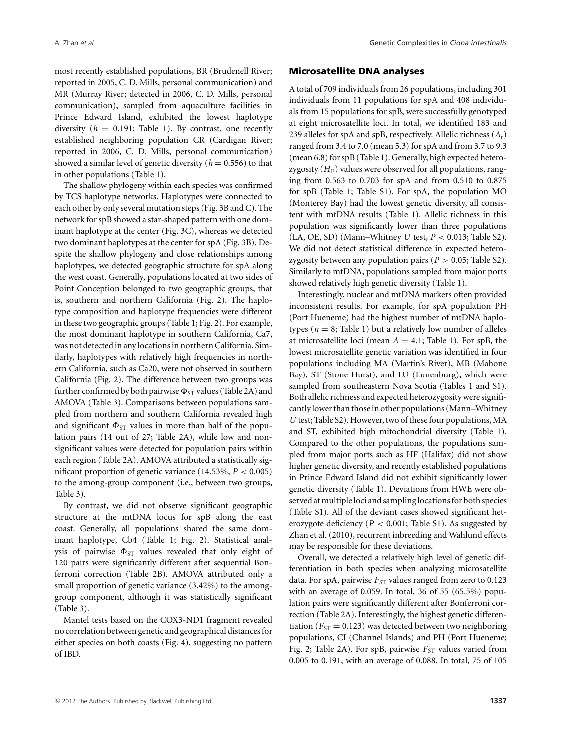most recently established populations, BR (Brudenell River; reported in 2005, C. D. Mills, personal communication) and MR (Murray River; detected in 2006, C. D. Mills, personal communication), sampled from aquaculture facilities in Prince Edward Island, exhibited the lowest haplotype diversity ($h = 0.191$; Table 1). By contrast, one recently established neighboring population CR (Cardigan River; reported in 2006, C. D. Mills, personal communication) showed a similar level of genetic diversity ($h = 0.556$) to that in other populations (Table 1).

The shallow phylogeny within each species was confirmed by TCS haplotype networks. Haplotypes were connected to each other by only several mutation steps (Fig. 3B and C). The network for spB showed a star-shaped pattern with one dominant haplotype at the center (Fig. 3C), whereas we detected two dominant haplotypes at the center for spA (Fig. 3B). Despite the shallow phylogeny and close relationships among haplotypes, we detected geographic structure for spA along the west coast. Generally, populations located at two sides of Point Conception belonged to two geographic groups, that is, southern and northern California (Fig. 2). The haplotype composition and haplotype frequencies were different in these two geographic groups (Table 1; Fig. 2). For example, the most dominant haplotype in southern California, Ca7, was not detected in any locations in northern California. Similarly, haplotypes with relatively high frequencies in northern California, such as Ca20, were not observed in southern California (Fig. 2). The difference between two groups was further confirmed by both pairwise $\Phi_{ST}$ values (Table 2A) and AMOVA (Table 3). Comparisons between populations sampled from northern and southern California revealed high and significant $\Phi_{ST}$ values in more than half of the population pairs (14 out of 27; Table 2A), while low and nonsignificant values were detected for population pairs within each region (Table 2A). AMOVA attributed a statistically significant proportion of genetic variance (14.53%, $P < 0.005$) to the among-group component (i.e., between two groups, Table 3).

By contrast, we did not observe significant geographic structure at the mtDNA locus for spB along the east coast. Generally, all populations shared the same dominant haplotype, Cb4 (Table 1; Fig. 2). Statistical analysis of pairwise $\Phi_{ST}$ values revealed that only eight of 120 pairs were significantly different after sequential Bonferroni correction (Table 2B). AMOVA attributed only a small proportion of genetic variance (3.42%) to the among-group component, although it was statistically significant (Table 3).

Mantel tests based on the COX3-ND1 fragment revealed no correlation between genetic and geographical distances for either species on both coasts (Fig. 4), suggesting no pattern of IBD.

## Microsatellite DNA analyses

A total of 709 individuals from 26 populations, including 301 individuals from 11 populations for spA and 408 individuals from 15 populations for spB, were successfully genotyped at eight microsatellite loci. In total, we identified 183 and 239 alleles for spA and spB, respectively. Allelic richness ($A_r$) ranged from 3.4 to 7.0 (mean 5.3) for spA and from 3.7 to 9.3 (mean 6.8) for spB (Table 1). Generally, high expected heterozygosity ($H_E$) values were observed for all populations, ranging from 0.563 to 0.703 for spA and from 0.510 to 0.875 for spB (Table 1; Table S1). For spA, the population MO (Monterey Bay) had the lowest genetic diversity, all consistent with mtDNA results (Table 1). Allelic richness in this population was significantly lower than three populations (LA, OE, SD) (Mann–Whitney $U$ test, $P < 0.013$; Table S2). We did not detect statistical difference in expected heterozygosity between any population pairs ($P > 0.05$; Table S2). Similarly to mtDNA, populations sampled from major ports showed relatively high genetic diversity (Table 1).

Interestingly, nuclear and mtDNA markers often provided inconsistent results. For example, for spA population PH (Port Hueneme) had the highest number of mtDNA haplotypes ($n = 8$; Table 1) but a relatively low number of alleles at microsatellite loci (mean $A = 4.1$; Table 1). For spB, the lowest microsatellite genetic variation was identified in four populations including MA (Martin's River), MB (Mahone Bay), ST (Stone Hurst), and LU (Lunenburg), which were sampled from southeastern Nova Scotia (Tables 1 and S1). Both allelic richness and expected heterozygosity were significantly lower than those in other populations (Mann–Whitney $U$ test; Table S2). However, two of these four populations, MA and ST, exhibited high mitochondrial diversity (Table 1). Compared to the other populations, the populations sampled from major ports such as HF (Halifax) did not show higher genetic diversity, and recently established populations in Prince Edward Island did not exhibit significantly lower genetic diversity (Table 1). Deviations from HWE were observed at multiple loci and sampling locations for both species (Table S1). All of the deviant cases showed significant heterozygote deficiency ($P < 0.001$; Table S1). As suggested by Zhan et al. (2010), recurrent inbreeding and Wahlund effects may be responsible for these deviations.

Overall, we detected a relatively high level of genetic differentiation in both species when analyzing microsatellite data. For spA, pairwise $F_{ST}$ values ranged from zero to 0.123 with an average of 0.059. In total, 36 of 55 (65.5%) population pairs were significantly different after Bonferroni correction (Table 2A). Interestingly, the highest genetic differentiation ($F_{ST} = 0.123$) was detected between two neighboring populations, CI (Channel Islands) and PH (Port Hueneme; Fig. 2; Table 2A). For spB, pairwise $F_{ST}$ values varied from 0.005 to 0.191, with an average of 0.088. In total, 75 of 105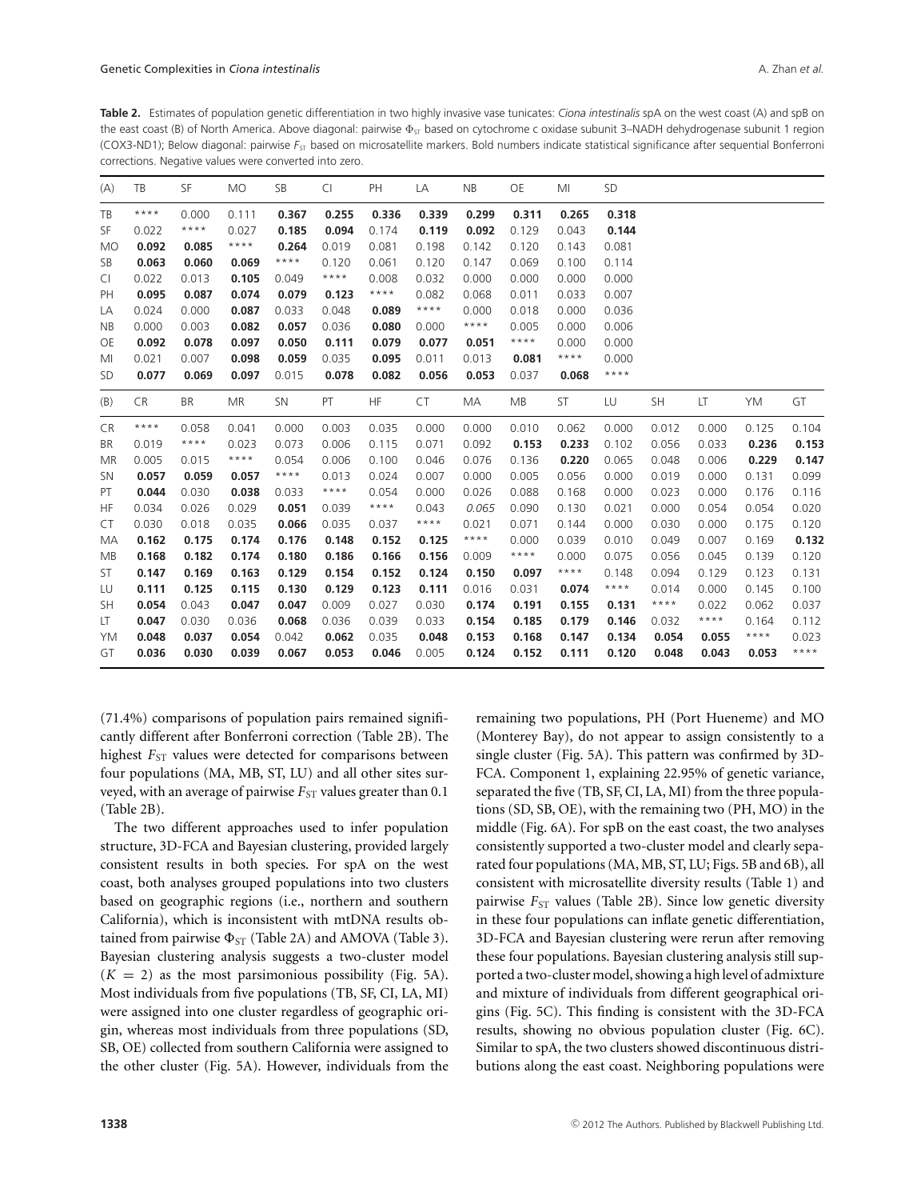**Table 2.** Estimates of population genetic differentiation in two highly invasive vase tunicates: *Ciona intestinalis* spA on the west coast (A) and spB on the east coast (B) of North America. Above diagonal: pairwise $\Phi_{ST}$ based on cytochrome c oxidase subunit 3–NADH dehydrogenase subunit 1 region (COX3-ND1); Below diagonal: pairwise $F_{ST}$ based on microsatellite markers. Bold numbers indicate statistical significance after sequential Bonferroni corrections. Negative values were converted into zero.

| (A) | TB | SF | MO | SB | CI | PH | LA | NB | OE | MI | SD |
|---|---|---|---|---|---|---|---|---|---|---|---|
| TB | **** | 0.000 | 0.111 | **0.367** | **0.255** | **0.336** | **0.339** | **0.299** | **0.311** | **0.265** | **0.318** |
| SF | 0.022 | **** | 0.027 | **0.185** | **0.094** | 0.174 | **0.119** | **0.092** | 0.129 | 0.043 | **0.144** |
| MO | **0.092** | **0.085** | **** | **0.264** | 0.019 | 0.081 | 0.198 | 0.142 | 0.120 | 0.143 | 0.081 |
| SB | **0.063** | **0.060** | **0.069** | **** | 0.120 | 0.061 | 0.120 | 0.147 | 0.069 | 0.100 | 0.114 |
| CI | 0.022 | 0.013 | **0.105** | 0.049 | **** | 0.008 | 0.032 | 0.000 | 0.000 | 0.000 | 0.000 |
| PH | **0.095** | **0.087** | **0.074** | **0.079** | **0.123** | **** | 0.082 | 0.068 | 0.011 | 0.033 | 0.007 |
| LA | 0.024 | 0.000 | **0.087** | 0.033 | 0.048 | **0.089** | **** | 0.000 | 0.018 | 0.000 | 0.036 |
| NB | 0.000 | 0.003 | **0.082** | **0.057** | 0.036 | **0.080** | 0.000 | **** | 0.005 | 0.000 | 0.006 |
| OE | **0.092** | **0.078** | **0.097** | **0.050** | **0.111** | **0.079** | **0.077** | **0.051** | **** | 0.000 | 0.000 |
| MI | 0.021 | 0.007 | **0.098** | **0.059** | 0.035 | **0.095** | 0.011 | 0.013 | **0.081** | **** | 0.000 |
| SD | **0.077** | **0.069** | **0.097** | 0.015 | **0.078** | **0.082** | **0.056** | **0.053** | 0.037 | **0.068** | **** |

| (B) | CR | BR | MR | SN | PT | HF | CT | MA | MB | ST | LU | SH | LT | YM | GT |
|---|---|---|---|---|---|---|---|---|---|---|---|---|---|---|---|
| CR | **** | 0.058 | 0.041 | 0.000 | 0.003 | 0.035 | 0.000 | 0.000 | 0.010 | 0.062 | 0.000 | 0.012 | 0.000 | 0.125 | 0.104 |
| BR | 0.019 | **** | 0.023 | 0.073 | 0.006 | 0.115 | 0.071 | 0.092 | **0.153** | **0.233** | 0.102 | 0.056 | 0.033 | **0.236** | **0.153** |
| MR | 0.005 | 0.015 | **** | 0.054 | 0.006 | 0.100 | 0.046 | 0.076 | 0.136 | **0.220** | 0.065 | 0.048 | 0.006 | **0.229** | **0.147** |
| SN | **0.057** | **0.059** | **0.057** | **** | 0.013 | 0.024 | 0.007 | 0.000 | 0.005 | 0.056 | 0.000 | 0.019 | 0.000 | 0.131 | 0.099 |
| PT | **0.044** | 0.030 | **0.038** | 0.033 | **** | 0.054 | 0.000 | 0.026 | 0.088 | 0.168 | 0.000 | 0.023 | 0.000 | 0.176 | 0.116 |
| HF | 0.034 | 0.026 | 0.029 | **0.051** | 0.039 | **** | 0.043 | *0.065* | 0.090 | 0.130 | 0.021 | 0.000 | 0.054 | 0.054 | 0.020 |
| CT | 0.030 | 0.018 | 0.035 | **0.066** | 0.035 | 0.037 | **** | 0.021 | 0.071 | 0.144 | 0.000 | 0.030 | 0.000 | 0.175 | 0.120 |
| MA | **0.162** | **0.175** | **0.174** | **0.176** | **0.148** | **0.152** | **0.125** | **** | 0.000 | 0.039 | 0.010 | 0.049 | 0.007 | 0.169 | **0.132** |
| MB | **0.168** | **0.182** | **0.174** | **0.180** | **0.186** | **0.166** | **0.156** | 0.009 | **** | 0.000 | 0.075 | 0.056 | 0.045 | 0.139 | 0.120 |
| ST | **0.147** | **0.169** | **0.163** | **0.129** | **0.154** | **0.152** | **0.124** | **0.150** | **0.097** | **** | 0.148 | 0.094 | 0.129 | 0.123 | 0.131 |
| LU | **0.111** | **0.125** | **0.115** | **0.130** | **0.129** | **0.123** | **0.111** | 0.016 | 0.031 | **0.074** | **** | 0.014 | 0.000 | 0.145 | 0.100 |
| SH | **0.054** | 0.043 | **0.047** | **0.047** | 0.009 | 0.027 | 0.030 | **0.174** | **0.191** | **0.155** | **0.131** | **** | 0.022 | 0.062 | 0.037 |
| LT | **0.047** | 0.030 | 0.036 | **0.068** | 0.036 | 0.039 | 0.033 | **0.154** | **0.185** | **0.179** | **0.146** | 0.032 | **** | 0.164 | 0.112 |
| YM | **0.048** | **0.037** | **0.054** | 0.042 | **0.062** | 0.035 | **0.048** | **0.153** | **0.168** | **0.147** | **0.134** | **0.054** | **0.055** | **** | 0.023 |
| GT | **0.036** | **0.030** | **0.039** | **0.067** | **0.053** | **0.046** | 0.005 | **0.124** | **0.152** | **0.111** | **0.120** | **0.048** | **0.043** | **0.053** | **** |

(71.4%) comparisons of population pairs remained significantly different after Bonferroni correction (Table 2B). The highest $F_{ST}$ values were detected for comparisons between four populations (MA, MB, ST, LU) and all other sites surveyed, with an average of pairwise $F_{ST}$ values greater than 0.1 (Table 2B).

The two different approaches used to infer population structure, 3D-FCA and Bayesian clustering, provided largely consistent results in both species. For spA on the west coast, both analyses grouped populations into two clusters based on geographic regions (i.e., northern and southern California), which is inconsistent with mtDNA results obtained from pairwise $\Phi_{ST}$ (Table 2A) and AMOVA (Table 3). Bayesian clustering analysis suggests a two-cluster model ($K = 2$) as the most parsimonious possibility (Fig. 5A). Most individuals from five populations (TB, SF, CI, LA, MI) were assigned into one cluster regardless of geographic origin, whereas most individuals from three populations (SD, SB, OE) collected from southern California were assigned to the other cluster (Fig. 5A). However, individuals from the remaining two populations, PH (Port Hueneme) and MO (Monterey Bay), do not appear to assign consistently to a single cluster (Fig. 5A). This pattern was confirmed by 3D-FCA. Component 1, explaining 22.95% of genetic variance, separated the five (TB, SF, CI, LA, MI) from the three populations (SD, SB, OE), with the remaining two (PH, MO) in the middle (Fig. 6A). For spB on the east coast, the two analyses consistently supported a two-cluster model and clearly separated four populations (MA, MB, ST, LU; Figs. 5B and 6B), all consistent with microsatellite diversity results (Table 1) and pairwise $F_{ST}$ values (Table 2B). Since low genetic diversity in these four populations can inflate genetic differentiation, 3D-FCA and Bayesian clustering were rerun after removing these four populations. Bayesian clustering analysis still supported a two-cluster model, showing a high level of admixture and mixture of individuals from different geographical origins (Fig. 5C). This finding is consistent with the 3D-FCA results, showing no obvious population cluster (Fig. 6C). Similar to spA, the two clusters showed discontinuous distributions along the east coast. Neighboring populations were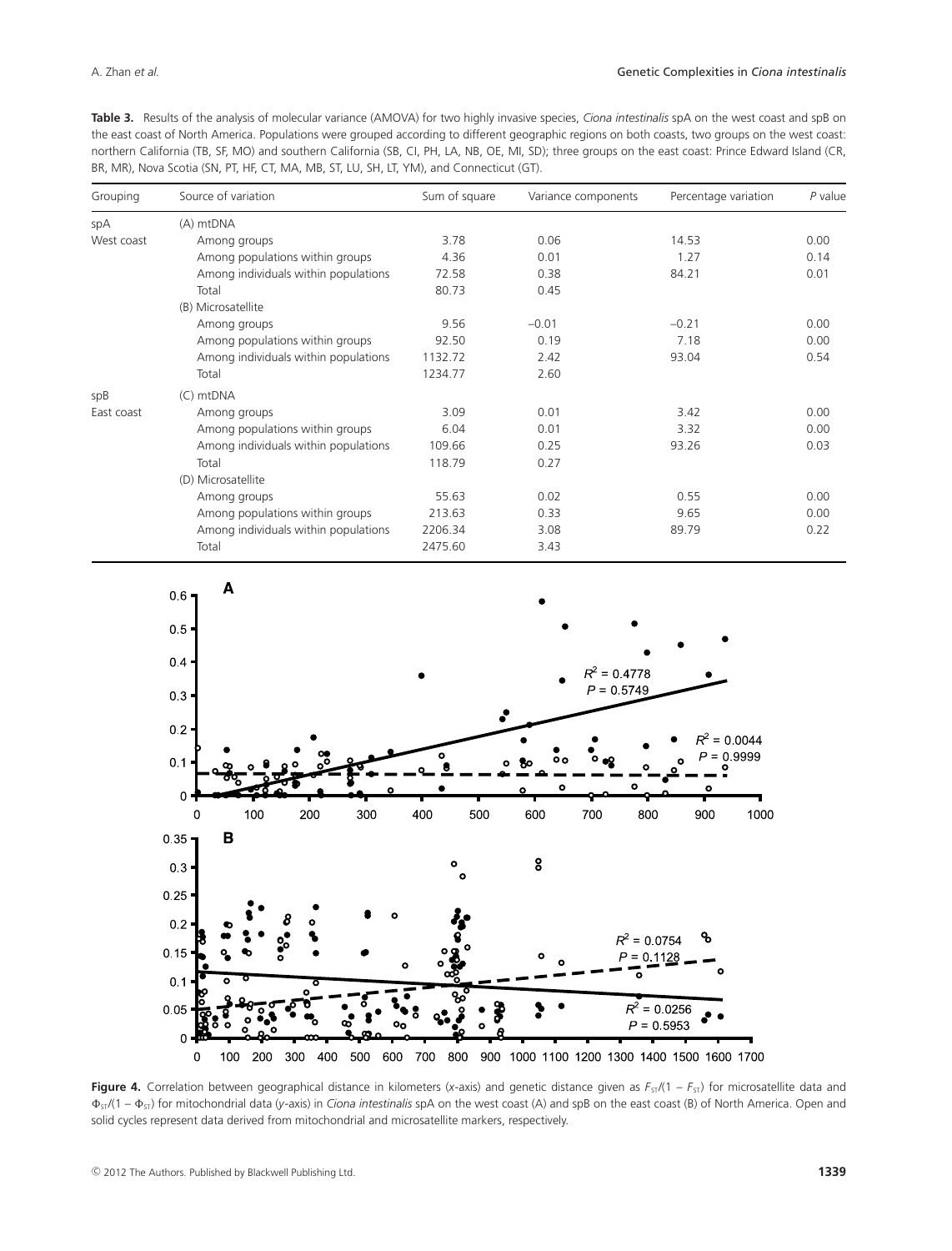**Table 3.** Results of the analysis of molecular variance (AMOVA) for two highly invasive species, *Ciona intestinalis* spA on the west coast and spB on the east coast of North America. Populations were grouped according to different geographic regions on both coasts, two groups on the west coast: northern California (TB, SF, MO) and southern California (SB, CI, PH, LA, NB, OE, MI, SD); three groups on the east coast: Prince Edward Island (CR, BR, MR), Nova Scotia (SN, PT, HF, CT, MA, MB, ST, LU, SH, LT, YM), and Connecticut (GT).

| Grouping | Source of variation | Sum of square | Variance components | Percentage variation | *P* value |
|---|---|---|---|---|---|
| spA | (A) mtDNA | | | | |
| West coast | Among groups | 3.78 | 0.06 | 14.53 | 0.00 |
| | Among populations within groups | 4.36 | 0.01 | 1.27 | 0.14 |
| | Among individuals within populations | 72.58 | 0.38 | 84.21 | 0.01 |
| | Total | 80.73 | 0.45 | | |
| | (B) Microsatellite | | | | |
| | Among groups | 9.56 | −0.01 | −0.21 | 0.00 |
| | Among populations within groups | 92.50 | 0.19 | 7.18 | 0.00 |
| | Among individuals within populations | 1132.72 | 2.42 | 93.04 | 0.54 |
| | Total | 1234.77 | 2.60 | | |
| spB | (C) mtDNA | | | | |
| East coast | Among groups | 3.09 | 0.01 | 3.42 | 0.00 |
| | Among populations within groups | 6.04 | 0.01 | 3.32 | 0.00 |
| | Among individuals within populations | 109.66 | 0.25 | 93.26 | 0.03 |
| | Total | 118.79 | 0.27 | | |
| | (D) Microsatellite | | | | |
| | Among groups | 55.63 | 0.02 | 0.55 | 0.00 |
| | Among populations within groups | 213.63 | 0.33 | 9.65 | 0.00 |
| | Among individuals within populations | 2206.34 | 3.08 | 89.79 | 0.22 |
| | Total | 2475.60 | 3.43 | | |

**Figure 4.** Correlation between geographical distance in kilometers (*x*-axis) and genetic distance given as $F_{ST}/(1 - F_{ST})$ for microsatellite data and $\Phi_{ST}/(1 - \Phi_{ST})$ for mitochondrial data (*y*-axis) in *Ciona intestinalis* spA on the west coast (A) and spB on the east coast (B) of North America. Open and solid cycles represent data derived from mitochondrial and microsatellite markers, respectively.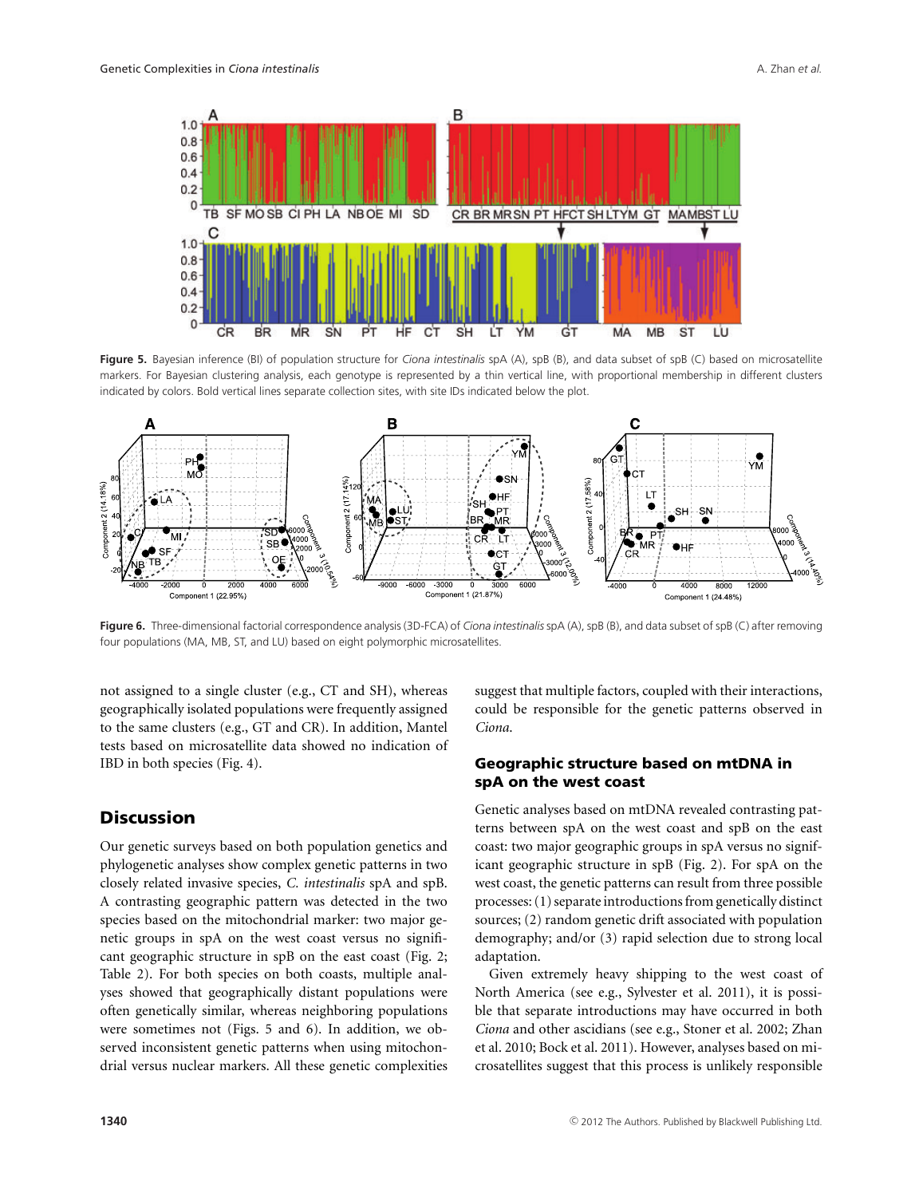**Figure 5.** Bayesian inference (BI) of population structure for *Ciona intestinalis* spA (A), spB (B), and data subset of spB (C) based on microsatellite markers. For Bayesian clustering analysis, each genotype is represented by a thin vertical line, with proportional membership in different clusters indicated by colors. Bold vertical lines separate collection sites, with site IDs indicated below the plot.

**Figure 6.** Three-dimensional factorial correspondence analysis (3D-FCA) of *Ciona intestinalis* spA (A), spB (B), and data subset of spB (C) after removing four populations (MA, MB, ST, and LU) based on eight polymorphic microsatellites.

not assigned to a single cluster (e.g., CT and SH), whereas geographically isolated populations were frequently assigned to the same clusters (e.g., GT and CR). In addition, Mantel tests based on microsatellite data showed no indication of IBD in both species (Fig. 4).

## Discussion

Our genetic surveys based on both population genetics and phylogenetic analyses show complex genetic patterns in two closely related invasive species, *C. intestinalis* spA and spB. A contrasting geographic pattern was detected in the two species based on the mitochondrial marker: two major genetic groups in spA on the west coast versus no significant geographic structure in spB on the east coast (Fig. 2; Table 2). For both species on both coasts, multiple analyses showed that geographically distant populations were often genetically similar, whereas neighboring populations were sometimes not (Figs. 5 and 6). In addition, we observed inconsistent genetic patterns when using mitochondrial versus nuclear markers. All these genetic complexities suggest that multiple factors, coupled with their interactions, could be responsible for the genetic patterns observed in *Ciona*.

### Geographic structure based on mtDNA in spA on the west coast

Genetic analyses based on mtDNA revealed contrasting patterns between spA on the west coast and spB on the east coast: two major geographic groups in spA versus no significant geographic structure in spB (Fig. 2). For spA on the west coast, the genetic patterns can result from three possible processes: (1) separate introductions from genetically distinct sources; (2) random genetic drift associated with population demography; and/or (3) rapid selection due to strong local adaptation.

Given extremely heavy shipping to the west coast of North America (see e.g., Sylvester et al. 2011), it is possible that separate introductions may have occurred in both *Ciona* and other ascidians (see e.g., Stoner et al. 2002; Zhan et al. 2010; Bock et al. 2011). However, analyses based on microsatellites suggest that this process is unlikely responsible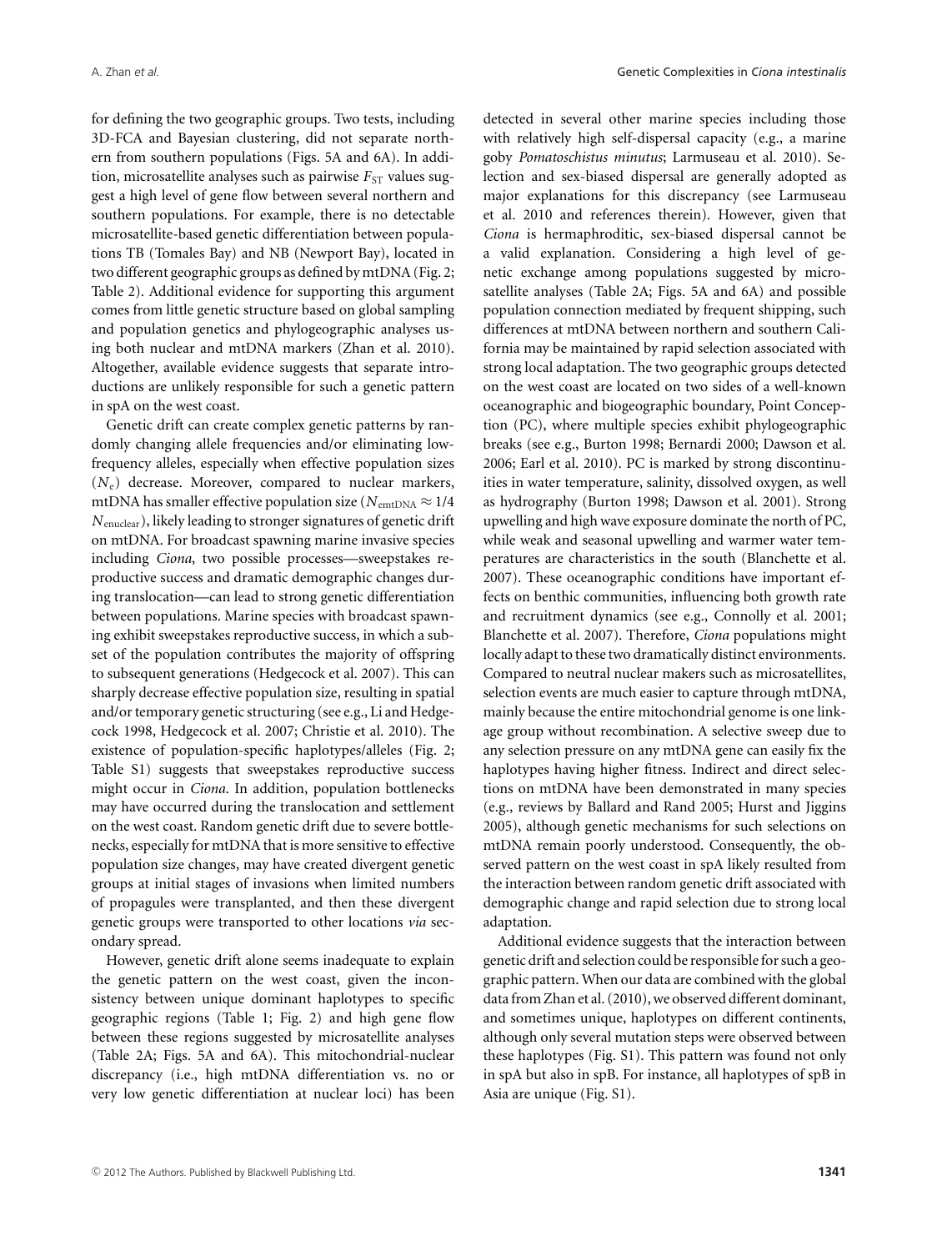for defining the two geographic groups. Two tests, including 3D-FCA and Bayesian clustering, did not separate northern from southern populations (Figs. 5A and 6A). In addition, microsatellite analyses such as pairwise $F_{ST}$ values suggest a high level of gene flow between several northern and southern populations. For example, there is no detectable microsatellite-based genetic differentiation between populations TB (Tomales Bay) and NB (Newport Bay), located in two different geographic groups as defined by mtDNA (Fig. 2; Table 2). Additional evidence for supporting this argument comes from little genetic structure based on global sampling and population genetics and phylogeographic analyses using both nuclear and mtDNA markers (Zhan et al. 2010). Altogether, available evidence suggests that separate introductions are unlikely responsible for such a genetic pattern in spA on the west coast.

Genetic drift can create complex genetic patterns by randomly changing allele frequencies and/or eliminating low-frequency alleles, especially when effective population sizes ($N_e$) decrease. Moreover, compared to nuclear markers, mtDNA has smaller effective population size ($N_{emtDNA} \approx 1/4$ $N_{enuclear}$), likely leading to stronger signatures of genetic drift on mtDNA. For broadcast spawning marine invasive species including *Ciona*, two possible processes—sweepstakes reproductive success and dramatic demographic changes during translocation—can lead to strong genetic differentiation between populations. Marine species with broadcast spawning exhibit sweepstakes reproductive success, in which a subset of the population contributes the majority of offspring to subsequent generations (Hedgecock et al. 2007). This can sharply decrease effective population size, resulting in spatial and/or temporary genetic structuring (see e.g., Li and Hedgecock 1998, Hedgecock et al. 2007; Christie et al. 2010). The existence of population-specific haplotypes/alleles (Fig. 2; Table S1) suggests that sweepstakes reproductive success might occur in *Ciona*. In addition, population bottlenecks may have occurred during the translocation and settlement on the west coast. Random genetic drift due to severe bottlenecks, especially for mtDNA that is more sensitive to effective population size changes, may have created divergent genetic groups at initial stages of invasions when limited numbers of propagules were transplanted, and then these divergent genetic groups were transported to other locations *via* secondary spread.

However, genetic drift alone seems inadequate to explain the genetic pattern on the west coast, given the inconsistency between unique dominant haplotypes to specific geographic regions (Table 1; Fig. 2) and high gene flow between these regions suggested by microsatellite analyses (Table 2A; Figs. 5A and 6A). This mitochondrial-nuclear discrepancy (i.e., high mtDNA differentiation vs. no or very low genetic differentiation at nuclear loci) has been detected in several other marine species including those with relatively high self-dispersal capacity (e.g., a marine goby *Pomatoschistus minutus*; Larmuseau et al. 2010). Selection and sex-biased dispersal are generally adopted as major explanations for this discrepancy (see Larmuseau et al. 2010 and references therein). However, given that *Ciona* is hermaphroditic, sex-biased dispersal cannot be a valid explanation. Considering a high level of genetic exchange among populations suggested by microsatellite analyses (Table 2A; Figs. 5A and 6A) and possible population connection mediated by frequent shipping, such differences at mtDNA between northern and southern California may be maintained by rapid selection associated with strong local adaptation. The two geographic groups detected on the west coast are located on two sides of a well-known oceanographic and biogeographic boundary, Point Conception (PC), where multiple species exhibit phylogeographic breaks (see e.g., Burton 1998; Bernardi 2000; Dawson et al. 2006; Earl et al. 2010). PC is marked by strong discontinuities in water temperature, salinity, dissolved oxygen, as well as hydrography (Burton 1998; Dawson et al. 2001). Strong upwelling and high wave exposure dominate the north of PC, while weak and seasonal upwelling and warmer water temperatures are characteristics in the south (Blanchette et al. 2007). These oceanographic conditions have important effects on benthic communities, influencing both growth rate and recruitment dynamics (see e.g., Connolly et al. 2001; Blanchette et al. 2007). Therefore, *Ciona* populations might locally adapt to these two dramatically distinct environments. Compared to neutral nuclear makers such as microsatellites, selection events are much easier to capture through mtDNA, mainly because the entire mitochondrial genome is one linkage group without recombination. A selective sweep due to any selection pressure on any mtDNA gene can easily fix the haplotypes having higher fitness. Indirect and direct selections on mtDNA have been demonstrated in many species (e.g., reviews by Ballard and Rand 2005; Hurst and Jiggins 2005), although genetic mechanisms for such selections on mtDNA remain poorly understood. Consequently, the observed pattern on the west coast in spA likely resulted from the interaction between random genetic drift associated with demographic change and rapid selection due to strong local adaptation.

Additional evidence suggests that the interaction between genetic drift and selection could be responsible for such a geographic pattern. When our data are combined with the global data from Zhan et al. (2010), we observed different dominant, and sometimes unique, haplotypes on different continents, although only several mutation steps were observed between these haplotypes (Fig. S1). This pattern was found not only in spA but also in spB. For instance, all haplotypes of spB in Asia are unique (Fig. S1).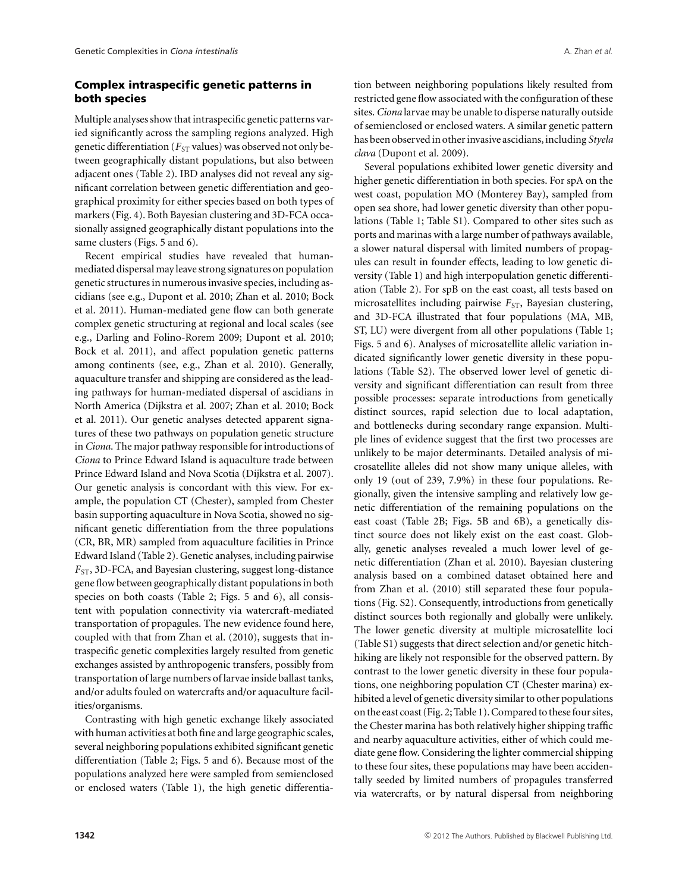## Complex intraspecific genetic patterns in both species

Multiple analyses show that intraspecific genetic patterns varied significantly across the sampling regions analyzed. High genetic differentiation ($F_{ST}$ values) was observed not only between geographically distant populations, but also between adjacent ones (Table 2). IBD analyses did not reveal any significant correlation between genetic differentiation and geographical proximity for either species based on both types of markers (Fig. 4). Both Bayesian clustering and 3D-FCA occasionally assigned geographically distant populations into the same clusters (Figs. 5 and 6).

Recent empirical studies have revealed that human-mediated dispersal may leave strong signatures on population genetic structures in numerous invasive species, including ascidians (see e.g., Dupont et al. 2010; Zhan et al. 2010; Bock et al. 2011). Human-mediated gene flow can both generate complex genetic structuring at regional and local scales (see e.g., Darling and Folino-Rorem 2009; Dupont et al. 2010; Bock et al. 2011), and affect population genetic patterns among continents (see, e.g., Zhan et al. 2010). Generally, aquaculture transfer and shipping are considered as the leading pathways for human-mediated dispersal of ascidians in North America (Dijkstra et al. 2007; Zhan et al. 2010; Bock et al. 2011). Our genetic analyses detected apparent signatures of these two pathways on population genetic structure in *Ciona*. The major pathway responsible for introductions of *Ciona* to Prince Edward Island is aquaculture trade between Prince Edward Island and Nova Scotia (Dijkstra et al. 2007). Our genetic analysis is concordant with this view. For example, the population CT (Chester), sampled from Chester basin supporting aquaculture in Nova Scotia, showed no significant genetic differentiation from the three populations (CR, BR, MR) sampled from aquaculture facilities in Prince Edward Island (Table 2). Genetic analyses, including pairwise $F_{ST}$, 3D-FCA, and Bayesian clustering, suggest long-distance gene flow between geographically distant populations in both species on both coasts (Table 2; Figs. 5 and 6), all consistent with population connectivity via watercraft-mediated transportation of propagules. The new evidence found here, coupled with that from Zhan et al. (2010), suggests that intraspecific genetic complexities largely resulted from genetic exchanges assisted by anthropogenic transfers, possibly from transportation of large numbers of larvae inside ballast tanks, and/or adults fouled on watercrafts and/or aquaculture facilities/organisms.

Contrasting with high genetic exchange likely associated with human activities at both fine and large geographic scales, several neighboring populations exhibited significant genetic differentiation (Table 2; Figs. 5 and 6). Because most of the populations analyzed here were sampled from semienclosed or enclosed waters (Table 1), the high genetic differentiation between neighboring populations likely resulted from restricted gene flow associated with the configuration of these sites. *Ciona* larvae may be unable to disperse naturally outside of semienclosed or enclosed waters. A similar genetic pattern has been observed in other invasive ascidians, including *Styela clava* (Dupont et al. 2009).

Several populations exhibited lower genetic diversity and higher genetic differentiation in both species. For spA on the west coast, population MO (Monterey Bay), sampled from open sea shore, had lower genetic diversity than other populations (Table 1; Table S1). Compared to other sites such as ports and marinas with a large number of pathways available, a slower natural dispersal with limited numbers of propagules can result in founder effects, leading to low genetic diversity (Table 1) and high interpopulation genetic differentiation (Table 2). For spB on the east coast, all tests based on microsatellites including pairwise $F_{ST}$, Bayesian clustering, and 3D-FCA illustrated that four populations (MA, MB, ST, LU) were divergent from all other populations (Table 1; Figs. 5 and 6). Analyses of microsatellite allelic variation indicated significantly lower genetic diversity in these populations (Table S2). The observed lower level of genetic diversity and significant differentiation can result from three possible processes: separate introductions from genetically distinct sources, rapid selection due to local adaptation, and bottlenecks during secondary range expansion. Multiple lines of evidence suggest that the first two processes are unlikely to be major determinants. Detailed analysis of microsatellite alleles did not show many unique alleles, with only 19 (out of 239, 7.9%) in these four populations. Regionally, given the intensive sampling and relatively low genetic differentiation of the remaining populations on the east coast (Table 2B; Figs. 5B and 6B), a genetically distinct source does not likely exist on the east coast. Globally, genetic analyses revealed a much lower level of genetic differentiation (Zhan et al. 2010). Bayesian clustering analysis based on a combined dataset obtained here and from Zhan et al. (2010) still separated these four populations (Fig. S2). Consequently, introductions from genetically distinct sources both regionally and globally were unlikely. The lower genetic diversity at multiple microsatellite loci (Table S1) suggests that direct selection and/or genetic hitchhiking are likely not responsible for the observed pattern. By contrast to the lower genetic diversity in these four populations, one neighboring population CT (Chester marina) exhibited a level of genetic diversity similar to other populations on the east coast (Fig. 2; Table 1). Compared to these four sites, the Chester marina has both relatively higher shipping traffic and nearby aquaculture activities, either of which could mediate gene flow. Considering the lighter commercial shipping to these four sites, these populations may have been accidentally seeded by limited numbers of propagules transferred via watercrafts, or by natural dispersal from neighboring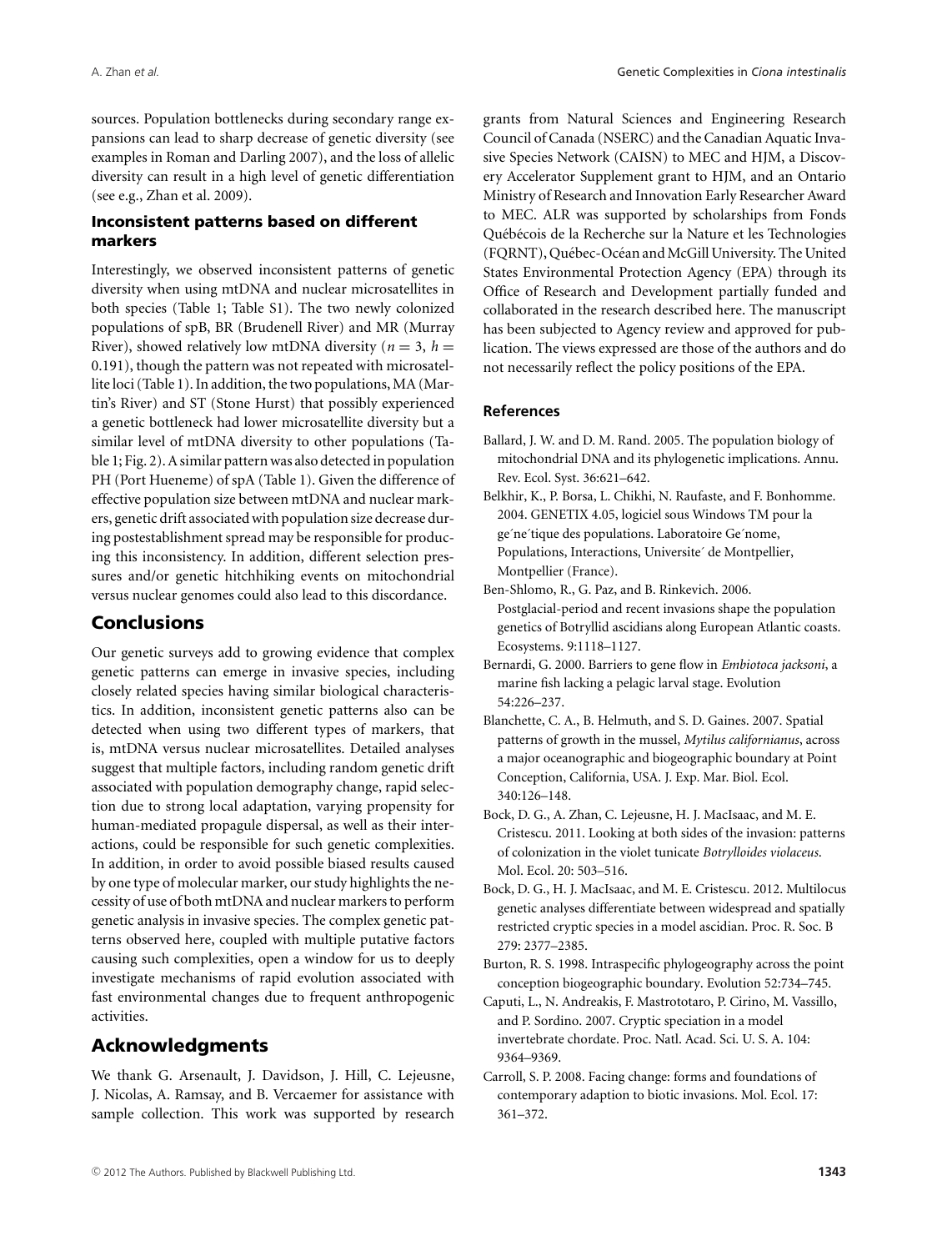sources. Population bottlenecks during secondary range expansions can lead to sharp decrease of genetic diversity (see examples in Roman and Darling 2007), and the loss of allelic diversity can result in a high level of genetic differentiation (see e.g., Zhan et al. 2009).

### Inconsistent patterns based on different markers

Interestingly, we observed inconsistent patterns of genetic diversity when using mtDNA and nuclear microsatellites in both species (Table 1; Table S1). The two newly colonized populations of spB, BR (Brudenell River) and MR (Murray River), showed relatively low mtDNA diversity ($n = 3$, $h = 0.191$), though the pattern was not repeated with microsatellite loci (Table 1). In addition, the two populations, MA (Martin's River) and ST (Stone Hurst) that possibly experienced a genetic bottleneck had lower microsatellite diversity but a similar level of mtDNA diversity to other populations (Table 1; Fig. 2). A similar pattern was also detected in population PH (Port Hueneme) of spA (Table 1). Given the difference of effective population size between mtDNA and nuclear markers, genetic drift associated with population size decrease during postestablishment spread may be responsible for producing this inconsistency. In addition, different selection pressures and/or genetic hitchhiking events on mitochondrial versus nuclear genomes could also lead to this discordance.

## Conclusions

Our genetic surveys add to growing evidence that complex genetic patterns can emerge in invasive species, including closely related species having similar biological characteristics. In addition, inconsistent genetic patterns also can be detected when using two different types of markers, that is, mtDNA versus nuclear microsatellites. Detailed analyses suggest that multiple factors, including random genetic drift associated with population demography change, rapid selection due to strong local adaptation, varying propensity for human-mediated propagule dispersal, as well as their interactions, could be responsible for such genetic complexities. In addition, in order to avoid possible biased results caused by one type of molecular marker, our study highlights the necessity of use of both mtDNA and nuclear markers to perform genetic analysis in invasive species. The complex genetic patterns observed here, coupled with multiple putative factors causing such complexities, open a window for us to deeply investigate mechanisms of rapid evolution associated with fast environmental changes due to frequent anthropogenic activities.

## Acknowledgments

We thank G. Arsenault, J. Davidson, J. Hill, C. Lejeusne, J. Nicolas, A. Ramsay, and B. Vercaemer for assistance with sample collection. This work was supported by research grants from Natural Sciences and Engineering Research Council of Canada (NSERC) and the Canadian Aquatic Invasive Species Network (CAISN) to MEC and HJM, a Discovery Accelerator Supplement grant to HJM, and an Ontario Ministry of Research and Innovation Early Researcher Award to MEC. ALR was supported by scholarships from Fonds Québécois de la Recherche sur la Nature et les Technologies (FQRNT), Québec-Océan and McGill University. The United States Environmental Protection Agency (EPA) through its Office of Research and Development partially funded and collaborated in the research described here. The manuscript has been subjected to Agency review and approved for publication. The views expressed are those of the authors and do not necessarily reflect the policy positions of the EPA.

### References

Ballard, J. W. and D. M. Rand. 2005. The population biology of mitochondrial DNA and its phylogenetic implications. Annu. Rev. Ecol. Syst. 36:621–642.

Belkhir, K., P. Borsa, L. Chikhi, N. Raufaste, and F. Bonhomme. 2004. GENETIX 4.05, logiciel sous Windows TM pour la ge´ne´tique des populations. Laboratoire Ge´nome, Populations, Interactions, Universite´ de Montpellier, Montpellier (France).

Ben-Shlomo, R., G. Paz, and B. Rinkevich. 2006. Postglacial-period and recent invasions shape the population genetics of Botryllid ascidians along European Atlantic coasts. Ecosystems. 9:1118–1127.

Bernardi, G. 2000. Barriers to gene flow in *Embiotoca jacksoni*, a marine fish lacking a pelagic larval stage. Evolution 54:226–237.

Blanchette, C. A., B. Helmuth, and S. D. Gaines. 2007. Spatial patterns of growth in the mussel, *Mytilus californianus*, across a major oceanographic and biogeographic boundary at Point Conception, California, USA. J. Exp. Mar. Biol. Ecol. 340:126–148.

Bock, D. G., A. Zhan, C. Lejeusne, H. J. MacIsaac, and M. E. Cristescu. 2011. Looking at both sides of the invasion: patterns of colonization in the violet tunicate *Botrylloides violaceus*. Mol. Ecol. 20: 503–516.

Bock, D. G., H. J. MacIsaac, and M. E. Cristescu. 2012. Multilocus genetic analyses differentiate between widespread and spatially restricted cryptic species in a model ascidian. Proc. R. Soc. B 279: 2377–2385.

Burton, R. S. 1998. Intraspecific phylogeography across the point conception biogeographic boundary. Evolution 52:734–745.

Caputi, L., N. Andreakis, F. Mastrototaro, P. Cirino, M. Vassillo, and P. Sordino. 2007. Cryptic speciation in a model invertebrate chordate. Proc. Natl. Acad. Sci. U. S. A. 104: 9364–9369.

Carroll, S. P. 2008. Facing change: forms and foundations of contemporary adaption to biotic invasions. Mol. Ecol. 17: 361–372.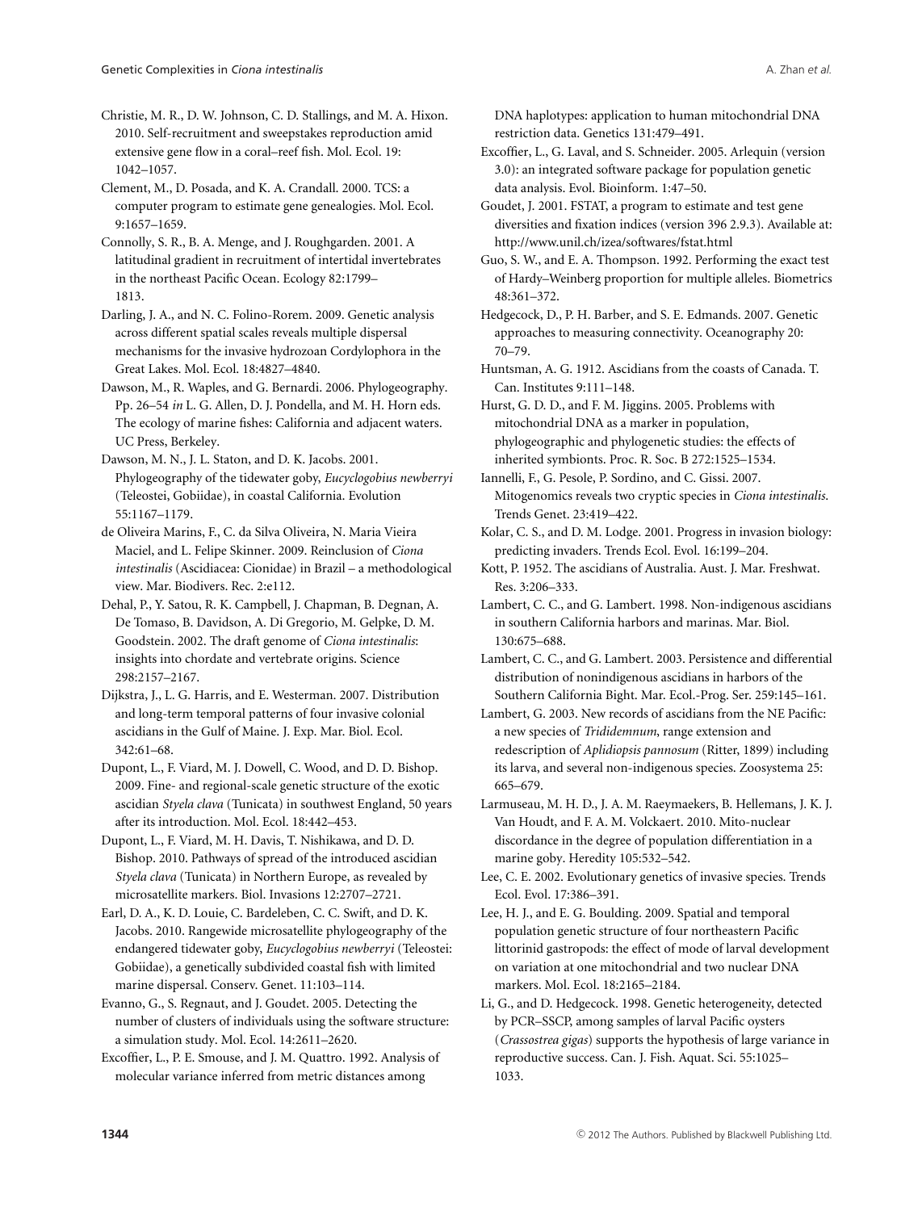Christie, M. R., D. W. Johnson, C. D. Stallings, and M. A. Hixon. 2010. Self-recruitment and sweepstakes reproduction amid extensive gene flow in a coral–reef fish. Mol. Ecol. 19: 1042–1057.

Clement, M., D. Posada, and K. A. Crandall. 2000. TCS: a computer program to estimate gene genealogies. Mol. Ecol. 9:1657–1659.

Connolly, S. R., B. A. Menge, and J. Roughgarden. 2001. A latitudinal gradient in recruitment of intertidal invertebrates in the northeast Pacific Ocean. Ecology 82:1799–1813.

Darling, J. A., and N. C. Folino-Rorem. 2009. Genetic analysis across different spatial scales reveals multiple dispersal mechanisms for the invasive hydrozoan Cordylophora in the Great Lakes. Mol. Ecol. 18:4827–4840.

Dawson, M., R. Waples, and G. Bernardi. 2006. Phylogeography. Pp. 26–54 *in* L. G. Allen, D. J. Pondella, and M. H. Horn eds. The ecology of marine fishes: California and adjacent waters. UC Press, Berkeley.

Dawson, M. N., J. L. Staton, and D. K. Jacobs. 2001. Phylogeography of the tidewater goby, *Eucyclogobius newberryi* (Teleostei, Gobiidae), in coastal California. Evolution 55:1167–1179.

de Oliveira Marins, F., C. da Silva Oliveira, N. Maria Vieira Maciel, and L. Felipe Skinner. 2009. Reinclusion of *Ciona intestinalis* (Ascidiacea: Cionidae) in Brazil – a methodological view. Mar. Biodivers. Rec. 2:e112.

Dehal, P., Y. Satou, R. K. Campbell, J. Chapman, B. Degnan, A. De Tomaso, B. Davidson, A. Di Gregorio, M. Gelpke, D. M. Goodstein. 2002. The draft genome of *Ciona intestinalis*: insights into chordate and vertebrate origins. Science 298:2157–2167.

Dijkstra, J., L. G. Harris, and E. Westerman. 2007. Distribution and long-term temporal patterns of four invasive colonial ascidians in the Gulf of Maine. J. Exp. Mar. Biol. Ecol. 342:61–68.

Dupont, L., F. Viard, M. J. Dowell, C. Wood, and D. D. Bishop. 2009. Fine- and regional-scale genetic structure of the exotic ascidian *Styela clava* (Tunicata) in southwest England, 50 years after its introduction. Mol. Ecol. 18:442–453.

Dupont, L., F. Viard, M. H. Davis, T. Nishikawa, and D. D. Bishop. 2010. Pathways of spread of the introduced ascidian *Styela clava* (Tunicata) in Northern Europe, as revealed by microsatellite markers. Biol. Invasions 12:2707–2721.

Earl, D. A., K. D. Louie, C. Bardeleben, C. C. Swift, and D. K. Jacobs. 2010. Rangewide microsatellite phylogeography of the endangered tidewater goby, *Eucyclogobius newberryi* (Teleostei: Gobiidae), a genetically subdivided coastal fish with limited marine dispersal. Conserv. Genet. 11:103–114.

Evanno, G., S. Regnaut, and J. Goudet. 2005. Detecting the number of clusters of individuals using the software structure: a simulation study. Mol. Ecol. 14:2611–2620.

Excoffier, L., P. E. Smouse, and J. M. Quattro. 1992. Analysis of molecular variance inferred from metric distances among DNA haplotypes: application to human mitochondrial DNA restriction data. Genetics 131:479–491.

Excoffier, L., G. Laval, and S. Schneider. 2005. Arlequin (version 3.0): an integrated software package for population genetic data analysis. Evol. Bioinform. 1:47–50.

Goudet, J. 2001. FSTAT, a program to estimate and test gene diversities and fixation indices (version 396 2.9.3). Available at: http://www.unil.ch/izea/softwares/fstat.html

Guo, S. W., and E. A. Thompson. 1992. Performing the exact test of Hardy–Weinberg proportion for multiple alleles. Biometrics 48:361–372.

Hedgecock, D., P. H. Barber, and S. E. Edmands. 2007. Genetic approaches to measuring connectivity. Oceanography 20: 70–79.

Huntsman, A. G. 1912. Ascidians from the coasts of Canada. T. Can. Institutes 9:111–148.

Hurst, G. D. D., and F. M. Jiggins. 2005. Problems with mitochondrial DNA as a marker in population, phylogeographic and phylogenetic studies: the effects of inherited symbionts. Proc. R. Soc. B 272:1525–1534.

Iannelli, F., G. Pesole, P. Sordino, and C. Gissi. 2007. Mitogenomics reveals two cryptic species in *Ciona intestinalis*. Trends Genet. 23:419–422.

Kolar, C. S., and D. M. Lodge. 2001. Progress in invasion biology: predicting invaders. Trends Ecol. Evol. 16:199–204.

Kott, P. 1952. The ascidians of Australia. Aust. J. Mar. Freshwat. Res. 3:206–333.

Lambert, C. C., and G. Lambert. 1998. Non-indigenous ascidians in southern California harbors and marinas. Mar. Biol. 130:675–688.

Lambert, C. C., and G. Lambert. 2003. Persistence and differential distribution of nonindigenous ascidians in harbors of the Southern California Bight. Mar. Ecol.-Prog. Ser. 259:145–161.

Lambert, G. 2003. New records of ascidians from the NE Pacific: a new species of *Trididemnum*, range extension and redescription of *Aplidiopsis pannosum* (Ritter, 1899) including its larva, and several non-indigenous species. Zoosystema 25: 665–679.

Larmuseau, M. H. D., J. A. M. Raeymaekers, B. Hellemans, J. K. J. Van Houdt, and F. A. M. Volckaert. 2010. Mito-nuclear discordance in the degree of population differentiation in a marine goby. Heredity 105:532–542.

Lee, C. E. 2002. Evolutionary genetics of invasive species. Trends Ecol. Evol. 17:386–391.

Lee, H. J., and E. G. Boulding. 2009. Spatial and temporal population genetic structure of four northeastern Pacific littorinid gastropods: the effect of mode of larval development on variation at one mitochondrial and two nuclear DNA markers. Mol. Ecol. 18:2165–2184.

Li, G., and D. Hedgecock. 1998. Genetic heterogeneity, detected by PCR–SSCP, among samples of larval Pacific oysters (*Crassostrea gigas*) supports the hypothesis of large variance in reproductive success. Can. J. Fish. Aquat. Sci. 55:1025–1033.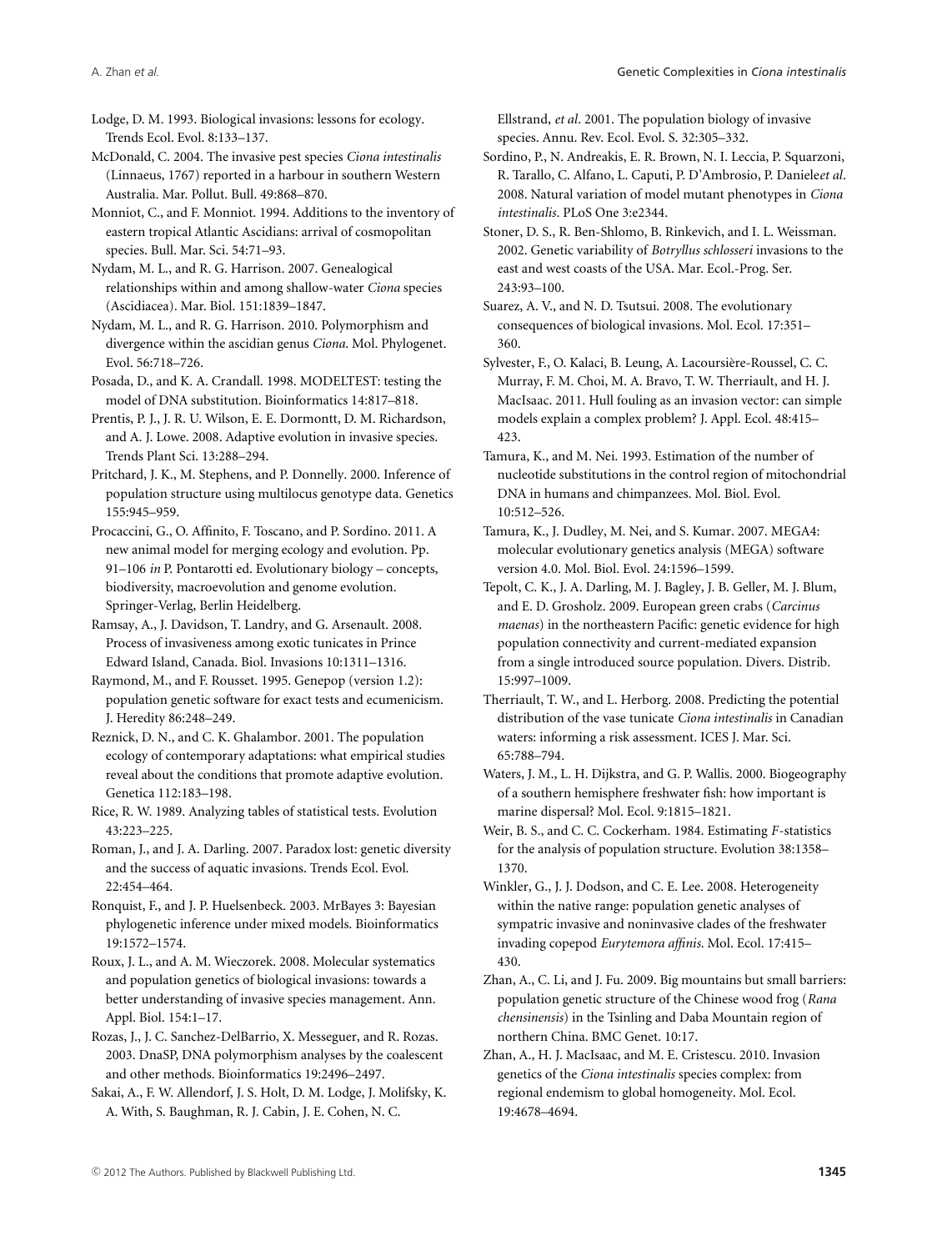Lodge, D. M. 1993. Biological invasions: lessons for ecology. Trends Ecol. Evol. 8:133–137.

McDonald, C. 2004. The invasive pest species *Ciona intestinalis* (Linnaeus, 1767) reported in a harbour in southern Western Australia. Mar. Pollut. Bull. 49:868–870.

Monniot, C., and F. Monniot. 1994. Additions to the inventory of eastern tropical Atlantic Ascidians: arrival of cosmopolitan species. Bull. Mar. Sci. 54:71–93.

Nydam, M. L., and R. G. Harrison. 2007. Genealogical relationships within and among shallow-water *Ciona* species (Ascidiacea). Mar. Biol. 151:1839–1847.

Nydam, M. L., and R. G. Harrison. 2010. Polymorphism and divergence within the ascidian genus *Ciona*. Mol. Phylogenet. Evol. 56:718–726.

Posada, D., and K. A. Crandall. 1998. MODELTEST: testing the model of DNA substitution. Bioinformatics 14:817–818.

Prentis, P. J., J. R. U. Wilson, E. E. Dormontt, D. M. Richardson, and A. J. Lowe. 2008. Adaptive evolution in invasive species. Trends Plant Sci. 13:288–294.

Pritchard, J. K., M. Stephens, and P. Donnelly. 2000. Inference of population structure using multilocus genotype data. Genetics 155:945–959.

Procaccini, G., O. Affinito, F. Toscano, and P. Sordino. 2011. A new animal model for merging ecology and evolution. Pp. 91–106 *in* P. Pontarotti ed. Evolutionary biology – concepts, biodiversity, macroevolution and genome evolution. Springer-Verlag, Berlin Heidelberg.

Ramsay, A., J. Davidson, T. Landry, and G. Arsenault. 2008. Process of invasiveness among exotic tunicates in Prince Edward Island, Canada. Biol. Invasions 10:1311–1316.

Raymond, M., and F. Rousset. 1995. Genepop (version 1.2): population genetic software for exact tests and ecumenicism. J. Heredity 86:248–249.

Reznick, D. N., and C. K. Ghalambor. 2001. The population ecology of contemporary adaptations: what empirical studies reveal about the conditions that promote adaptive evolution. Genetica 112:183–198.

Rice, R. W. 1989. Analyzing tables of statistical tests. Evolution 43:223–225.

Roman, J., and J. A. Darling. 2007. Paradox lost: genetic diversity and the success of aquatic invasions. Trends Ecol. Evol. 22:454–464.

Ronquist, F., and J. P. Huelsenbeck. 2003. MrBayes 3: Bayesian phylogenetic inference under mixed models. Bioinformatics 19:1572–1574.

Roux, J. L., and A. M. Wieczorek. 2008. Molecular systematics and population genetics of biological invasions: towards a better understanding of invasive species management. Ann. Appl. Biol. 154:1–17.

Rozas, J., J. C. Sanchez-DelBarrio, X. Messeguer, and R. Rozas. 2003. DnaSP, DNA polymorphism analyses by the coalescent and other methods. Bioinformatics 19:2496–2497.

Sakai, A., F. W. Allendorf, J. S. Holt, D. M. Lodge, J. Molifsky, K. A. With, S. Baughman, R. J. Cabin, J. E. Cohen, N. C. Ellstrand, *et al*. 2001. The population biology of invasive species. Annu. Rev. Ecol. Evol. S. 32:305–332.

Sordino, P., N. Andreakis, E. R. Brown, N. I. Leccia, P. Squarzoni, R. Tarallo, C. Alfano, L. Caputi, P. D'Ambrosio, P. Daniele*et al*. 2008. Natural variation of model mutant phenotypes in *Ciona intestinalis*. PLoS One 3:e2344.

Stoner, D. S., R. Ben-Shlomo, B. Rinkevich, and I. L. Weissman. 2002. Genetic variability of *Botryllus schlosseri* invasions to the east and west coasts of the USA. Mar. Ecol.-Prog. Ser. 243:93–100.

Suarez, A. V., and N. D. Tsutsui. 2008. The evolutionary consequences of biological invasions. Mol. Ecol. 17:351–360.

Sylvester, F., O. Kalaci, B. Leung, A. Lacoursière-Roussel, C. C. Murray, F. M. Choi, M. A. Bravo, T. W. Therriault, and H. J. MacIsaac. 2011. Hull fouling as an invasion vector: can simple models explain a complex problem? J. Appl. Ecol. 48:415–423.

Tamura, K., and M. Nei. 1993. Estimation of the number of nucleotide substitutions in the control region of mitochondrial DNA in humans and chimpanzees. Mol. Biol. Evol. 10:512–526.

Tamura, K., J. Dudley, M. Nei, and S. Kumar. 2007. MEGA4: molecular evolutionary genetics analysis (MEGA) software version 4.0. Mol. Biol. Evol. 24:1596–1599.

Tepolt, C. K., J. A. Darling, M. J. Bagley, J. B. Geller, M. J. Blum, and E. D. Grosholz. 2009. European green crabs (*Carcinus maenas*) in the northeastern Pacific: genetic evidence for high population connectivity and current-mediated expansion from a single introduced source population. Divers. Distrib. 15:997–1009.

Therriault, T. W., and L. Herborg. 2008. Predicting the potential distribution of the vase tunicate *Ciona intestinalis* in Canadian waters: informing a risk assessment. ICES J. Mar. Sci. 65:788–794.

Waters, J. M., L. H. Dijkstra, and G. P. Wallis. 2000. Biogeography of a southern hemisphere freshwater fish: how important is marine dispersal? Mol. Ecol. 9:1815–1821.

Weir, B. S., and C. C. Cockerham. 1984. Estimating *F*-statistics for the analysis of population structure. Evolution 38:1358–1370.

Winkler, G., J. J. Dodson, and C. E. Lee. 2008. Heterogeneity within the native range: population genetic analyses of sympatric invasive and noninvasive clades of the freshwater invading copepod *Eurytemora affinis*. Mol. Ecol. 17:415–430.

Zhan, A., C. Li, and J. Fu. 2009. Big mountains but small barriers: population genetic structure of the Chinese wood frog (*Rana chensinensis*) in the Tsinling and Daba Mountain region of northern China. BMC Genet. 10:17.

Zhan, A., H. J. MacIsaac, and M. E. Cristescu. 2010. Invasion genetics of the *Ciona intestinalis* species complex: from regional endemism to global homogeneity. Mol. Ecol. 19:4678–4694.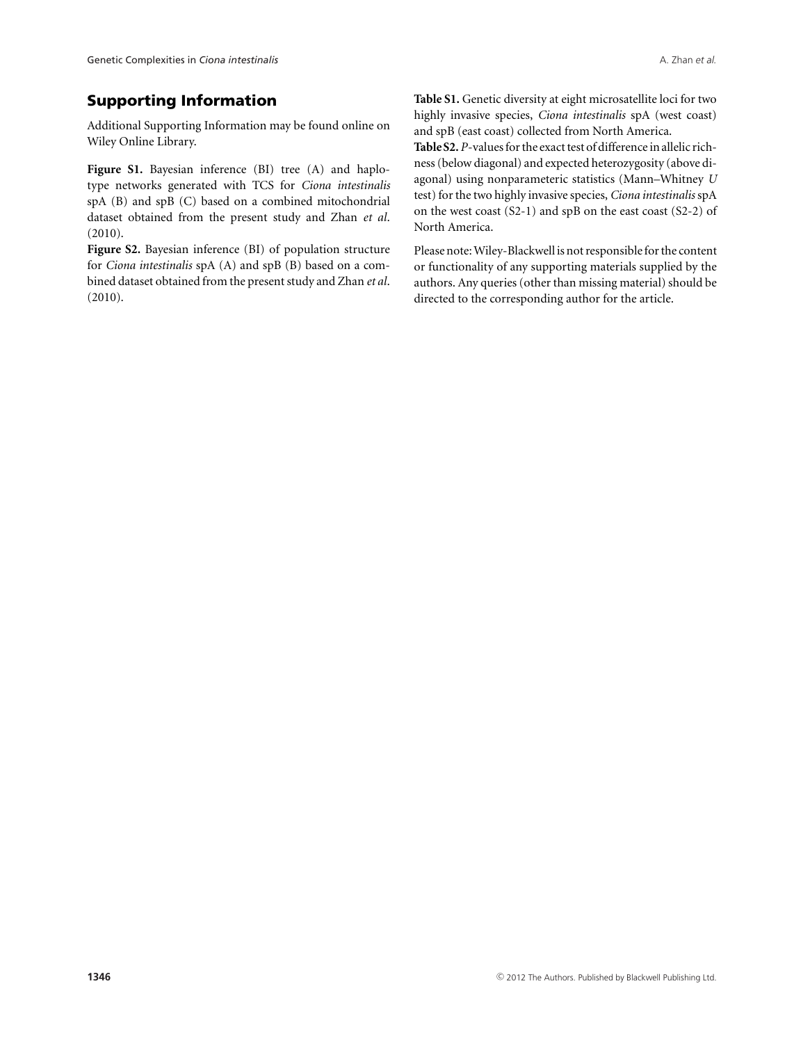## Supporting Information

Additional Supporting Information may be found online on Wiley Online Library.

**Figure S1.** Bayesian inference (BI) tree (A) and haplotype networks generated with TCS for *Ciona intestinalis* spA (B) and spB (C) based on a combined mitochondrial dataset obtained from the present study and Zhan *et al*. (2010).

**Figure S2.** Bayesian inference (BI) of population structure for *Ciona intestinalis* spA (A) and spB (B) based on a combined dataset obtained from the present study and Zhan *et al*. (2010).

**Table S1.** Genetic diversity at eight microsatellite loci for two highly invasive species, *Ciona intestinalis* spA (west coast) and spB (east coast) collected from North America.

**Table S2.** *P*-values for the exact test of difference in allelic richness (below diagonal) and expected heterozygosity (above diagonal) using nonparameteric statistics (Mann–Whitney *U* test) for the two highly invasive species, *Ciona intestinalis* spA on the west coast (S2-1) and spB on the east coast (S2-2) of North America.

Please note: Wiley-Blackwell is not responsible for the content or functionality of any supporting materials supplied by the authors. Any queries (other than missing material) should be directed to the corresponding author for the article.